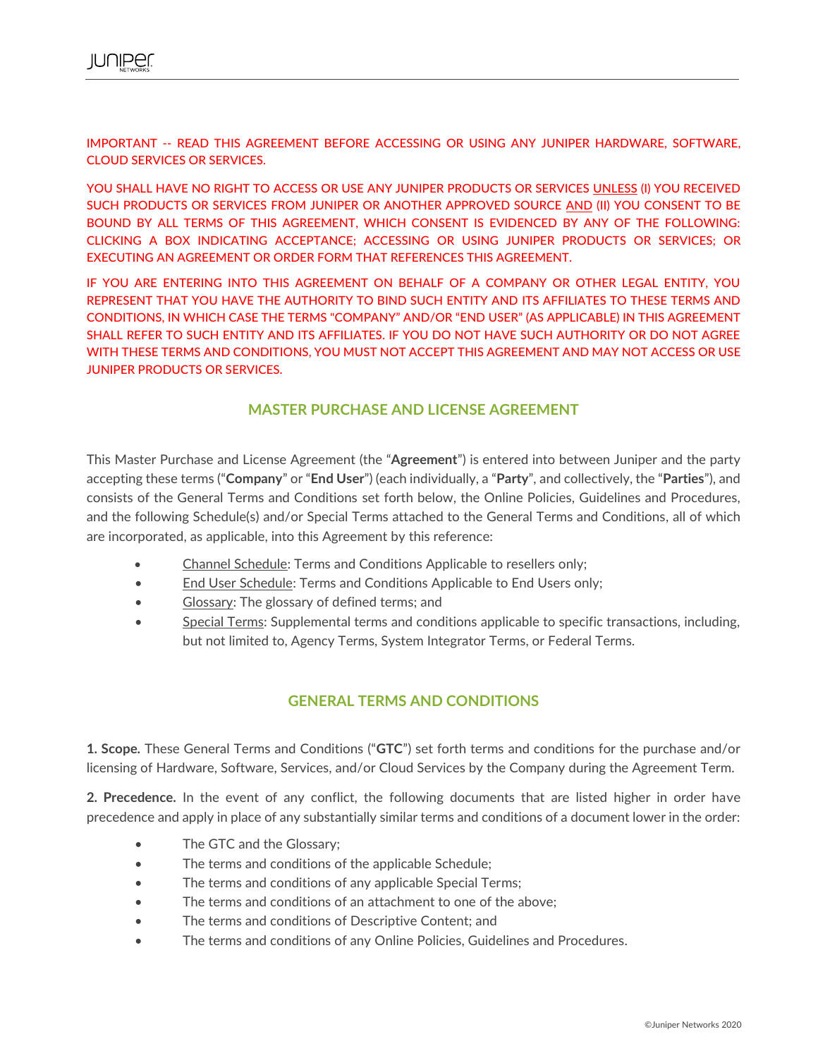IMPORTANT -- READ THIS AGREEMENT BEFORE ACCESSING OR USING ANY JUNIPER HARDWARE, SOFTWARE, CLOUD SERVICES OR SERVICES.

YOU SHALL HAVE NO RIGHT TO ACCESS OR USE ANY JUNIPER PRODUCTS OR SERVICES UNLESS (I) YOU RECEIVED SUCH PRODUCTS OR SERVICES FROM JUNIPER OR ANOTHER APPROVED SOURCE AND (II) YOU CONSENT TO BE BOUND BY ALL TERMS OF THIS AGREEMENT, WHICH CONSENT IS EVIDENCED BY ANY OF THE FOLLOWING: CLICKING A BOX INDICATING ACCEPTANCE; ACCESSING OR USING JUNIPER PRODUCTS OR SERVICES; OR EXECUTING AN AGREEMENT OR ORDER FORM THAT REFERENCES THIS AGREEMENT.

IF YOU ARE ENTERING INTO THIS AGREEMENT ON BEHALF OF A COMPANY OR OTHER LEGAL ENTITY, YOU REPRESENT THAT YOU HAVE THE AUTHORITY TO BIND SUCH ENTITY AND ITS AFFILIATES TO THESE TERMS AND CONDITIONS, IN WHICH CASE THE TERMS "COMPANY" AND/OR "END USER" (AS APPLICABLE) IN THIS AGREEMENT SHALL REFER TO SUCH ENTITY AND ITS AFFILIATES. IF YOU DO NOT HAVE SUCH AUTHORITY OR DO NOT AGREE WITH THESE TERMS AND CONDITIONS, YOU MUST NOT ACCEPT THIS AGREEMENT AND MAY NOT ACCESS OR USE JUNIPER PRODUCTS OR SERVICES.

## MASTER PURCHASE AND LICENSE AGREEMENT

This Master Purchase and License Agreement (the "**Agreement**") is entered into between Juniper and the party accepting these terms ("**Company**" or "**End User**") (each individually, a "**Party**", and collectively, the "**Parties**"), and consists of the General Terms and Conditions set forth below, the Online Policies, Guidelines and Procedures, and the following Schedule(s) and/or Special Terms attached to the General Terms and Conditions, all of which are incorporated, as applicable, into this Agreement by this reference:

- Channel Schedule: Terms and Conditions Applicable to resellers only;
- End User Schedule: Terms and Conditions Applicable to End Users only;
- Glossary: The glossary of defined terms; and
- Special Terms: Supplemental terms and conditions applicable to specific transactions, including, but not limited to, Agency Terms, System Integrator Terms, or Federal Terms.

## GENERAL TERMS AND CONDITIONS

**1. Scope.** These General Terms and Conditions ("**GTC**") set forth terms and conditions for the purchase and/or licensing of Hardware, Software, Services, and/or Cloud Services by the Company during the Agreement Term.

**2. Precedence.** In the event of any conflict, the following documents that are listed higher in order have precedence and apply in place of any substantially similar terms and conditions of a document lower in the order:

- The GTC and the Glossary;
- The terms and conditions of the applicable Schedule;
- The terms and conditions of any applicable Special Terms;
- The terms and conditions of an attachment to one of the above;
- The terms and conditions of Descriptive Content; and
- The terms and conditions of any Online Policies, Guidelines and Procedures.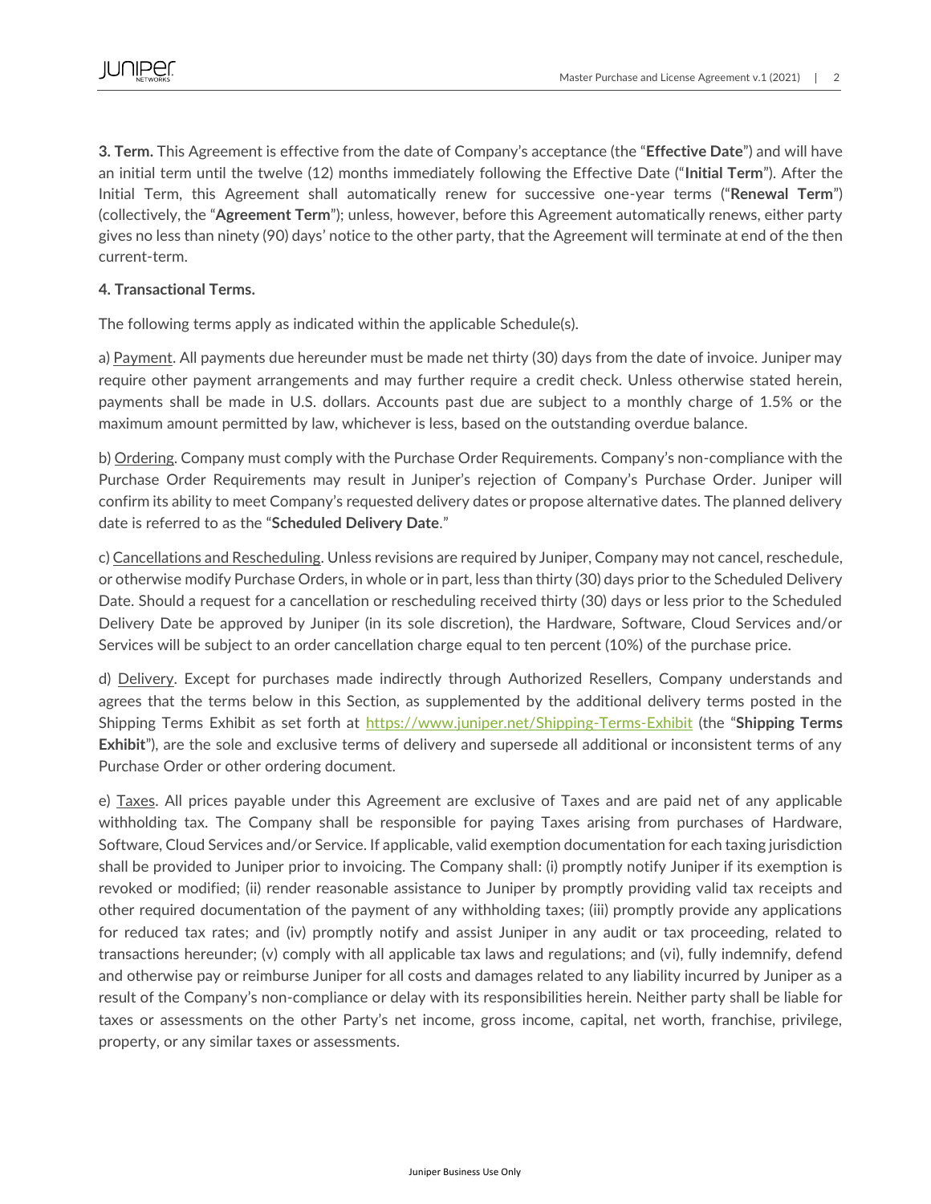**3. Term.** This Agreement is effective from the date of Company's acceptance (the "**Effective Date**") and will have an initial term until the twelve (12) months immediately following the Effective Date ("**Initial Term**"). After the Initial Term, this Agreement shall automatically renew for successive one-year terms ("**Renewal Term**") (collectively, the "**Agreement Term**"); unless, however, before this Agreement automatically renews, either party gives no less than ninety (90) days' notice to the other party, that the Agreement will terminate at end of the then current-term.

**4. Transactional Terms.**

The following terms apply as indicated within the applicable Schedule(s).

a) Payment. All payments due hereunder must be made net thirty (30) days from the date of invoice. Juniper may require other payment arrangements and may further require a credit check. Unless otherwise stated herein, payments shall be made in U.S. dollars. Accounts past due are subject to a monthly charge of 1.5% or the maximum amount permitted by law, whichever is less, based on the outstanding overdue balance.

b) Ordering. Company must comply with the Purchase Order Requirements. Company's non-compliance with the Purchase Order Requirements may result in Juniper's rejection of Company's Purchase Order. Juniper will confirm its ability to meet Company's requested delivery dates or propose alternative dates. The planned delivery date is referred to as the "**Scheduled Delivery Date**."

c) Cancellations and Rescheduling. Unless revisions are required by Juniper, Company may not cancel, reschedule, or otherwise modify Purchase Orders, in whole or in part, less than thirty (30) days prior to the Scheduled Delivery Date. Should a request for a cancellation or rescheduling received thirty (30) days or less prior to the Scheduled Delivery Date be approved by Juniper (in its sole discretion), the Hardware, Software, Cloud Services and/or Services will be subject to an order cancellation charge equal to ten percent (10%) of the purchase price.

d) Delivery. Except for purchases made indirectly through Authorized Resellers, Company understands and agrees that the terms below in this Section, as supplemented by the additional delivery terms posted in the Shipping Terms Exhibit as set forth at https://www.juniper.net/Shipping-Terms-Exhibit (the "**Shipping Terms Exhibit**"), are the sole and exclusive terms of delivery and supersede all additional or inconsistent terms of any Purchase Order or other ordering document.

e) Taxes. All prices payable under this Agreement are exclusive of Taxes and are paid net of any applicable withholding tax. The Company shall be responsible for paying Taxes arising from purchases of Hardware, Software, Cloud Services and/or Service. If applicable, valid exemption documentation for each taxing jurisdiction shall be provided to Juniper prior to invoicing. The Company shall: (i) promptly notify Juniper if its exemption is revoked or modified; (ii) render reasonable assistance to Juniper by promptly providing valid tax receipts and other required documentation of the payment of any withholding taxes; (iii) promptly provide any applications for reduced tax rates; and (iv) promptly notify and assist Juniper in any audit or tax proceeding, related to transactions hereunder; (v) comply with all applicable tax laws and regulations; and (vi), fully indemnify, defend and otherwise pay or reimburse Juniper for all costs and damages related to any liability incurred by Juniper as a result of the Company's non-compliance or delay with its responsibilities herein. Neither party shall be liable for taxes or assessments on the other Party's net income, gross income, capital, net worth, franchise, privilege, property, or any similar taxes or assessments.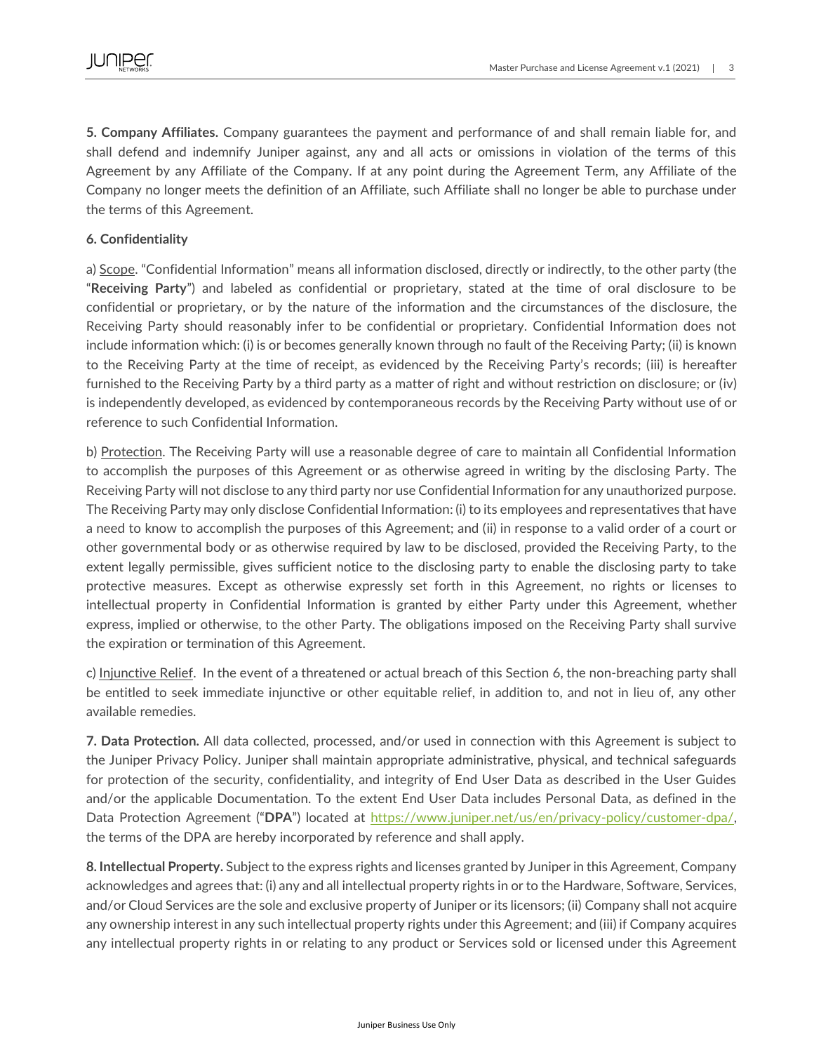**5. Company Affiliates.** Company guarantees the payment and performance of and shall remain liable for, and shall defend and indemnify Juniper against, any and all acts or omissions in violation of the terms of this Agreement by any Affiliate of the Company. If at any point during the Agreement Term, any Affiliate of the Company no longer meets the definition of an Affiliate, such Affiliate shall no longer be able to purchase under the terms of this Agreement.

**6. Confidentiality**

a) Scope. "Confidential Information" means all information disclosed, directly or indirectly, to the other party (the "**Receiving Party**") and labeled as confidential or proprietary, stated at the time of oral disclosure to be confidential or proprietary, or by the nature of the information and the circumstances of the disclosure, the Receiving Party should reasonably infer to be confidential or proprietary. Confidential Information does not include information which: (i) is or becomes generally known through no fault of the Receiving Party; (ii) is known to the Receiving Party at the time of receipt, as evidenced by the Receiving Party's records; (iii) is hereafter furnished to the Receiving Party by a third party as a matter of right and without restriction on disclosure; or (iv) is independently developed, as evidenced by contemporaneous records by the Receiving Party without use of or reference to such Confidential Information.

b) Protection. The Receiving Party will use a reasonable degree of care to maintain all Confidential Information to accomplish the purposes of this Agreement or as otherwise agreed in writing by the disclosing Party. The Receiving Party will not disclose to any third party nor use Confidential Information for any unauthorized purpose. The Receiving Party may only disclose Confidential Information: (i) to its employees and representatives that have a need to know to accomplish the purposes of this Agreement; and (ii) in response to a valid order of a court or other governmental body or as otherwise required by law to be disclosed, provided the Receiving Party, to the extent legally permissible, gives sufficient notice to the disclosing party to enable the disclosing party to take protective measures. Except as otherwise expressly set forth in this Agreement, no rights or licenses to intellectual property in Confidential Information is granted by either Party under this Agreement, whether express, implied or otherwise, to the other Party. The obligations imposed on the Receiving Party shall survive the expiration or termination of this Agreement.

c) Injunctive Relief. In the event of a threatened or actual breach of this Section 6, the non-breaching party shall be entitled to seek immediate injunctive or other equitable relief, in addition to, and not in lieu of, any other available remedies.

**7. Data Protection.** All data collected, processed, and/or used in connection with this Agreement is subject to the Juniper Privacy Policy. Juniper shall maintain appropriate administrative, physical, and technical safeguards for protection of the security, confidentiality, and integrity of End User Data as described in the User Guides and/or the applicable Documentation. To the extent End User Data includes Personal Data, as defined in the Data Protection Agreement ("**DPA**") located at https://www.juniper.net/us/en/privacy-policy/customer-dpa/, the terms of the DPA are hereby incorporated by reference and shall apply.

**8. Intellectual Property.** Subject to the express rights and licenses granted by Juniper in this Agreement, Company acknowledges and agrees that: (i) any and all intellectual property rights in or to the Hardware, Software, Services, and/or Cloud Services are the sole and exclusive property of Juniper or its licensors; (ii) Company shall not acquire any ownership interest in any such intellectual property rights under this Agreement; and (iii) if Company acquires any intellectual property rights in or relating to any product or Services sold or licensed under this Agreement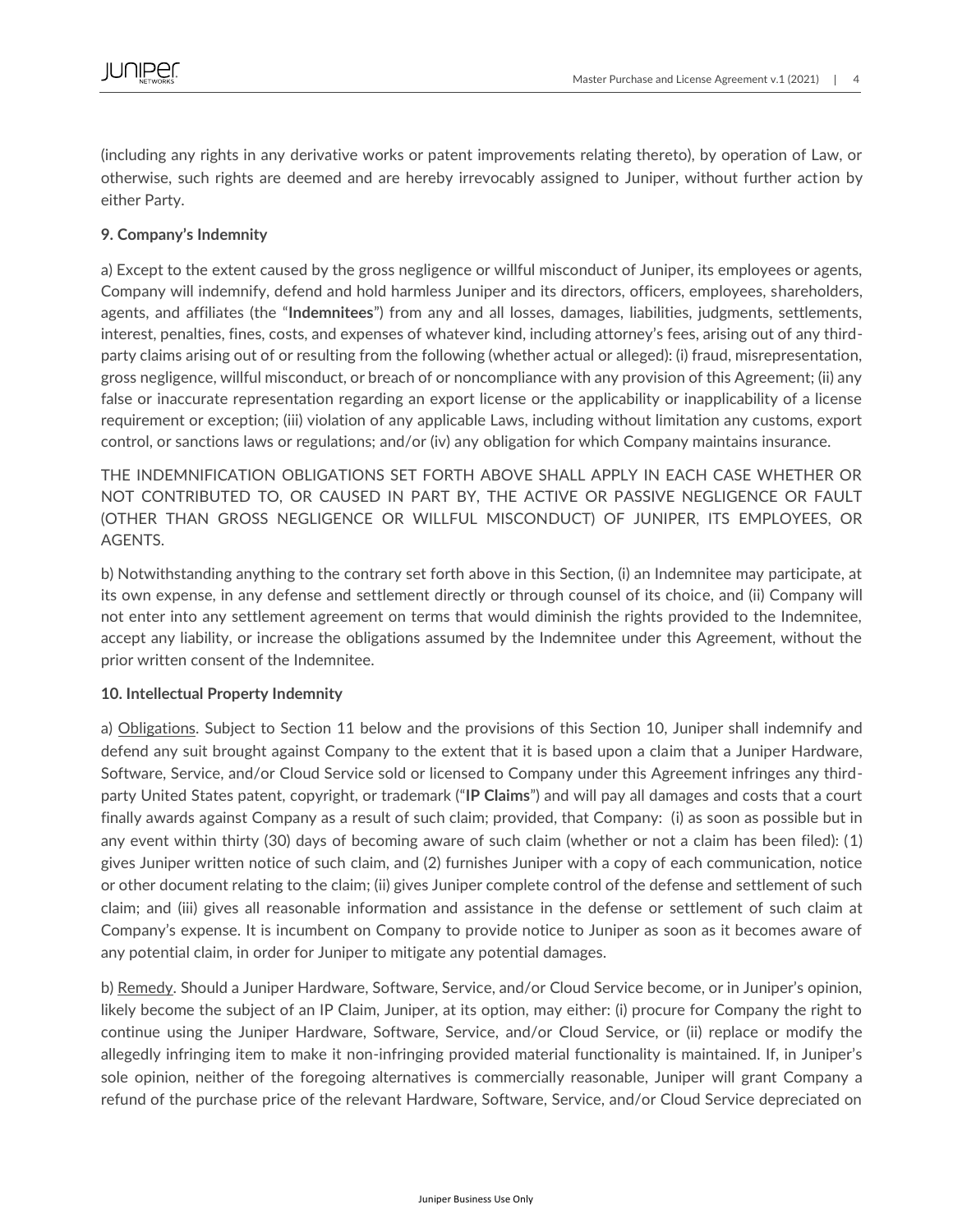(including any rights in any derivative works or patent improvements relating thereto), by operation of Law, or otherwise, such rights are deemed and are hereby irrevocably assigned to Juniper, without further action by either Party.

**9. Company's Indemnity**

a) Except to the extent caused by the gross negligence or willful misconduct of Juniper, its employees or agents, Company will indemnify, defend and hold harmless Juniper and its directors, officers, employees, shareholders, agents, and affiliates (the "**Indemnitees**") from any and all losses, damages, liabilities, judgments, settlements, interest, penalties, fines, costs, and expenses of whatever kind, including attorney's fees, arising out of any third-party claims arising out of or resulting from the following (whether actual or alleged): (i) fraud, misrepresentation, gross negligence, willful misconduct, or breach of or noncompliance with any provision of this Agreement; (ii) any false or inaccurate representation regarding an export license or the applicability or inapplicability of a license requirement or exception; (iii) violation of any applicable Laws, including without limitation any customs, export control, or sanctions laws or regulations; and/or (iv) any obligation for which Company maintains insurance.

THE INDEMNIFICATION OBLIGATIONS SET FORTH ABOVE SHALL APPLY IN EACH CASE WHETHER OR NOT CONTRIBUTED TO, OR CAUSED IN PART BY, THE ACTIVE OR PASSIVE NEGLIGENCE OR FAULT (OTHER THAN GROSS NEGLIGENCE OR WILLFUL MISCONDUCT) OF JUNIPER, ITS EMPLOYEES, OR AGENTS.

b) Notwithstanding anything to the contrary set forth above in this Section, (i) an Indemnitee may participate, at its own expense, in any defense and settlement directly or through counsel of its choice, and (ii) Company will not enter into any settlement agreement on terms that would diminish the rights provided to the Indemnitee, accept any liability, or increase the obligations assumed by the Indemnitee under this Agreement, without the prior written consent of the Indemnitee.

**10. Intellectual Property Indemnity**

a) Obligations. Subject to Section 11 below and the provisions of this Section 10, Juniper shall indemnify and defend any suit brought against Company to the extent that it is based upon a claim that a Juniper Hardware, Software, Service, and/or Cloud Service sold or licensed to Company under this Agreement infringes any third-party United States patent, copyright, or trademark ("**IP Claims**") and will pay all damages and costs that a court finally awards against Company as a result of such claim; provided, that Company: (i) as soon as possible but in any event within thirty (30) days of becoming aware of such claim (whether or not a claim has been filed): (1) gives Juniper written notice of such claim, and (2) furnishes Juniper with a copy of each communication, notice or other document relating to the claim; (ii) gives Juniper complete control of the defense and settlement of such claim; and (iii) gives all reasonable information and assistance in the defense or settlement of such claim at Company's expense. It is incumbent on Company to provide notice to Juniper as soon as it becomes aware of any potential claim, in order for Juniper to mitigate any potential damages.

b) Remedy. Should a Juniper Hardware, Software, Service, and/or Cloud Service become, or in Juniper's opinion, likely become the subject of an IP Claim, Juniper, at its option, may either: (i) procure for Company the right to continue using the Juniper Hardware, Software, Service, and/or Cloud Service, or (ii) replace or modify the allegedly infringing item to make it non-infringing provided material functionality is maintained. If, in Juniper's sole opinion, neither of the foregoing alternatives is commercially reasonable, Juniper will grant Company a refund of the purchase price of the relevant Hardware, Software, Service, and/or Cloud Service depreciated on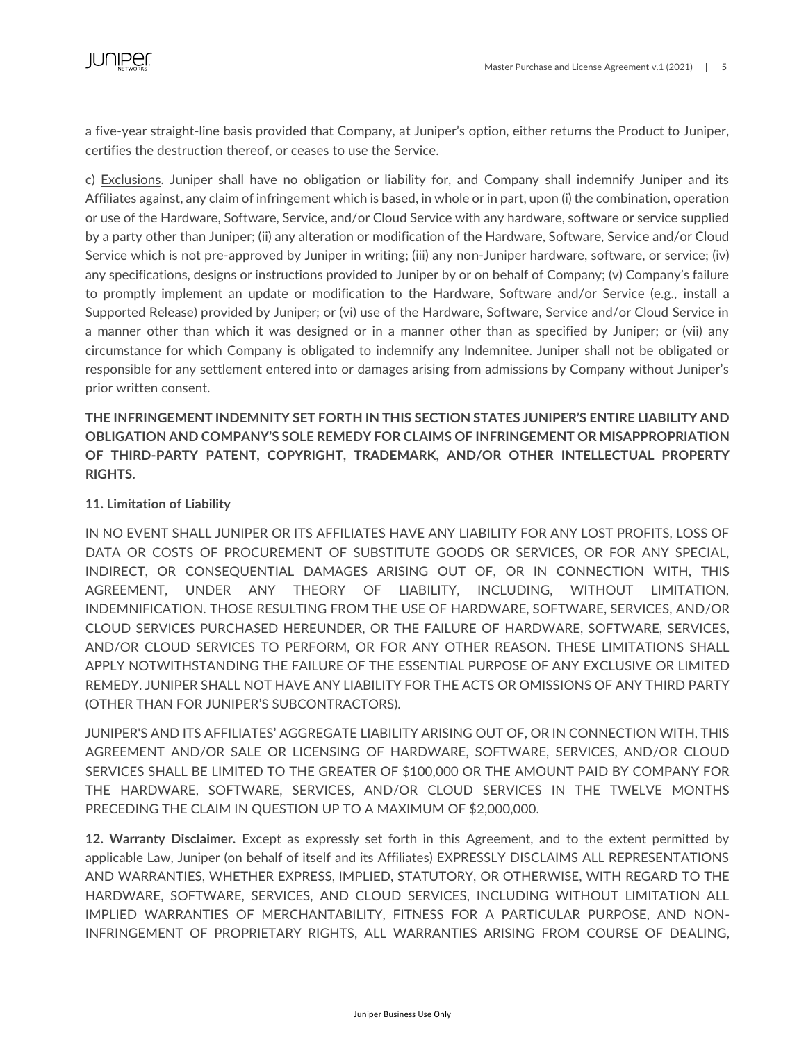a five-year straight-line basis provided that Company, at Juniper's option, either returns the Product to Juniper, certifies the destruction thereof, or ceases to use the Service.

c) Exclusions. Juniper shall have no obligation or liability for, and Company shall indemnify Juniper and its Affiliates against, any claim of infringement which is based, in whole or in part, upon (i) the combination, operation or use of the Hardware, Software, Service, and/or Cloud Service with any hardware, software or service supplied by a party other than Juniper; (ii) any alteration or modification of the Hardware, Software, Service and/or Cloud Service which is not pre-approved by Juniper in writing; (iii) any non-Juniper hardware, software, or service; (iv) any specifications, designs or instructions provided to Juniper by or on behalf of Company; (v) Company's failure to promptly implement an update or modification to the Hardware, Software and/or Service (e.g., install a Supported Release) provided by Juniper; or (vi) use of the Hardware, Software, Service and/or Cloud Service in a manner other than which it was designed or in a manner other than as specified by Juniper; or (vii) any circumstance for which Company is obligated to indemnify any Indemnitee. Juniper shall not be obligated or responsible for any settlement entered into or damages arising from admissions by Company without Juniper's prior written consent.

**THE INFRINGEMENT INDEMNITY SET FORTH IN THIS SECTION STATES JUNIPER'S ENTIRE LIABILITY AND OBLIGATION AND COMPANY'S SOLE REMEDY FOR CLAIMS OF INFRINGEMENT OR MISAPPROPRIATION OF THIRD-PARTY PATENT, COPYRIGHT, TRADEMARK, AND/OR OTHER INTELLECTUAL PROPERTY RIGHTS.**

**11. Limitation of Liability**

IN NO EVENT SHALL JUNIPER OR ITS AFFILIATES HAVE ANY LIABILITY FOR ANY LOST PROFITS, LOSS OF DATA OR COSTS OF PROCUREMENT OF SUBSTITUTE GOODS OR SERVICES, OR FOR ANY SPECIAL, INDIRECT, OR CONSEQUENTIAL DAMAGES ARISING OUT OF, OR IN CONNECTION WITH, THIS AGREEMENT, UNDER ANY THEORY OF LIABILITY, INCLUDING, WITHOUT LIMITATION, INDEMNIFICATION. THOSE RESULTING FROM THE USE OF HARDWARE, SOFTWARE, SERVICES, AND/OR CLOUD SERVICES PURCHASED HEREUNDER, OR THE FAILURE OF HARDWARE, SOFTWARE, SERVICES, AND/OR CLOUD SERVICES TO PERFORM, OR FOR ANY OTHER REASON. THESE LIMITATIONS SHALL APPLY NOTWITHSTANDING THE FAILURE OF THE ESSENTIAL PURPOSE OF ANY EXCLUSIVE OR LIMITED REMEDY. JUNIPER SHALL NOT HAVE ANY LIABILITY FOR THE ACTS OR OMISSIONS OF ANY THIRD PARTY (OTHER THAN FOR JUNIPER'S SUBCONTRACTORS).

JUNIPER'S AND ITS AFFILIATES' AGGREGATE LIABILITY ARISING OUT OF, OR IN CONNECTION WITH, THIS AGREEMENT AND/OR SALE OR LICENSING OF HARDWARE, SOFTWARE, SERVICES, AND/OR CLOUD SERVICES SHALL BE LIMITED TO THE GREATER OF $100,000 OR THE AMOUNT PAID BY COMPANY FOR THE HARDWARE, SOFTWARE, SERVICES, AND/OR CLOUD SERVICES IN THE TWELVE MONTHS PRECEDING THE CLAIM IN QUESTION UP TO A MAXIMUM OF $2,000,000.

**12. Warranty Disclaimer.** Except as expressly set forth in this Agreement, and to the extent permitted by applicable Law, Juniper (on behalf of itself and its Affiliates) EXPRESSLY DISCLAIMS ALL REPRESENTATIONS AND WARRANTIES, WHETHER EXPRESS, IMPLIED, STATUTORY, OR OTHERWISE, WITH REGARD TO THE HARDWARE, SOFTWARE, SERVICES, AND CLOUD SERVICES, INCLUDING WITHOUT LIMITATION ALL IMPLIED WARRANTIES OF MERCHANTABILITY, FITNESS FOR A PARTICULAR PURPOSE, AND NON-INFRINGEMENT OF PROPRIETARY RIGHTS, ALL WARRANTIES ARISING FROM COURSE OF DEALING,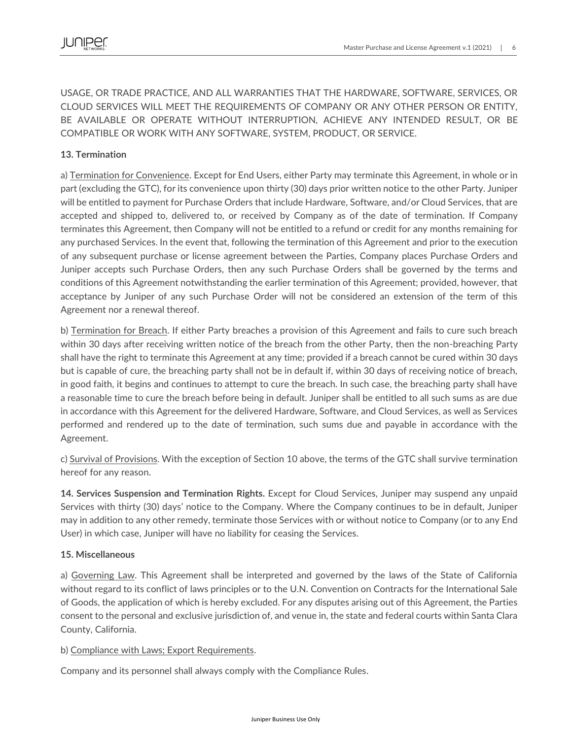USAGE, OR TRADE PRACTICE, AND ALL WARRANTIES THAT THE HARDWARE, SOFTWARE, SERVICES, OR CLOUD SERVICES WILL MEET THE REQUIREMENTS OF COMPANY OR ANY OTHER PERSON OR ENTITY, BE AVAILABLE OR OPERATE WITHOUT INTERRUPTION, ACHIEVE ANY INTENDED RESULT, OR BE COMPATIBLE OR WORK WITH ANY SOFTWARE, SYSTEM, PRODUCT, OR SERVICE.

**13. Termination**

a) Termination for Convenience. Except for End Users, either Party may terminate this Agreement, in whole or in part (excluding the GTC), for its convenience upon thirty (30) days prior written notice to the other Party. Juniper will be entitled to payment for Purchase Orders that include Hardware, Software, and/or Cloud Services, that are accepted and shipped to, delivered to, or received by Company as of the date of termination. If Company terminates this Agreement, then Company will not be entitled to a refund or credit for any months remaining for any purchased Services. In the event that, following the termination of this Agreement and prior to the execution of any subsequent purchase or license agreement between the Parties, Company places Purchase Orders and Juniper accepts such Purchase Orders, then any such Purchase Orders shall be governed by the terms and conditions of this Agreement notwithstanding the earlier termination of this Agreement; provided, however, that acceptance by Juniper of any such Purchase Order will not be considered an extension of the term of this Agreement nor a renewal thereof.

b) Termination for Breach. If either Party breaches a provision of this Agreement and fails to cure such breach within 30 days after receiving written notice of the breach from the other Party, then the non-breaching Party shall have the right to terminate this Agreement at any time; provided if a breach cannot be cured within 30 days but is capable of cure, the breaching party shall not be in default if, within 30 days of receiving notice of breach, in good faith, it begins and continues to attempt to cure the breach. In such case, the breaching party shall have a reasonable time to cure the breach before being in default. Juniper shall be entitled to all such sums as are due in accordance with this Agreement for the delivered Hardware, Software, and Cloud Services, as well as Services performed and rendered up to the date of termination, such sums due and payable in accordance with the Agreement.

c) Survival of Provisions. With the exception of Section 10 above, the terms of the GTC shall survive termination hereof for any reason.

**14. Services Suspension and Termination Rights.** Except for Cloud Services, Juniper may suspend any unpaid Services with thirty (30) days' notice to the Company. Where the Company continues to be in default, Juniper may in addition to any other remedy, terminate those Services with or without notice to Company (or to any End User) in which case, Juniper will have no liability for ceasing the Services.

**15. Miscellaneous**

a) Governing Law. This Agreement shall be interpreted and governed by the laws of the State of California without regard to its conflict of laws principles or to the U.N. Convention on Contracts for the International Sale of Goods, the application of which is hereby excluded. For any disputes arising out of this Agreement, the Parties consent to the personal and exclusive jurisdiction of, and venue in, the state and federal courts within Santa Clara County, California.

b) Compliance with Laws; Export Requirements.

Company and its personnel shall always comply with the Compliance Rules.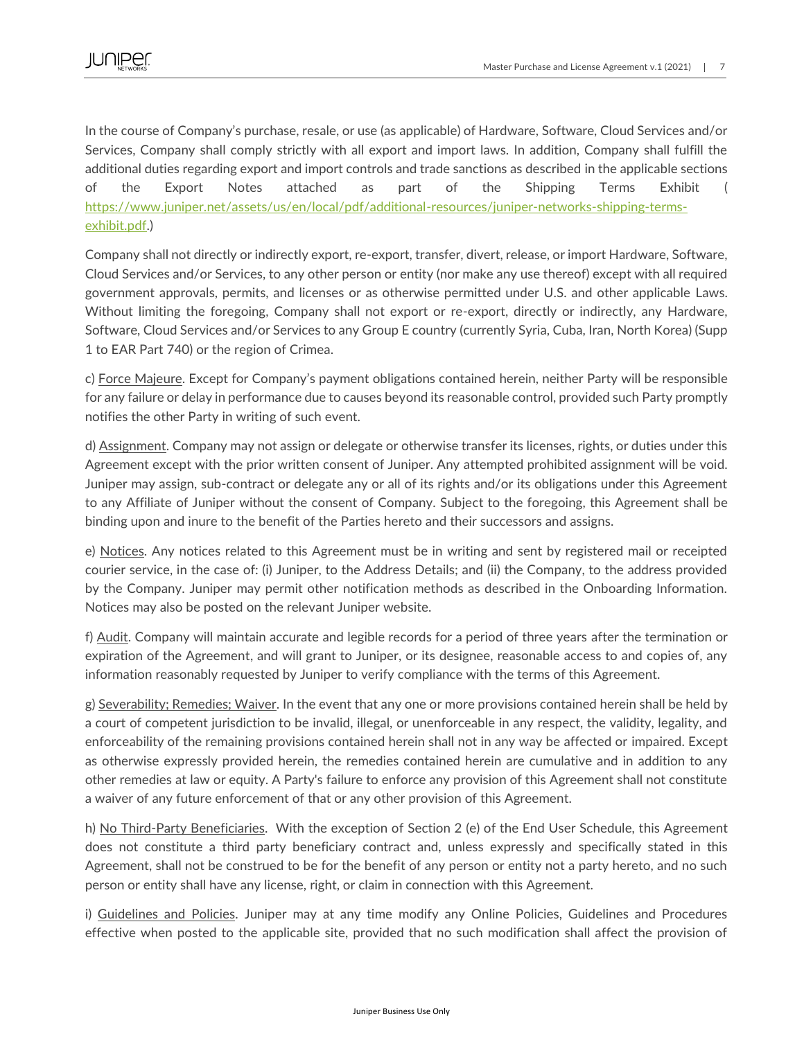In the course of Company's purchase, resale, or use (as applicable) of Hardware, Software, Cloud Services and/or Services, Company shall comply strictly with all export and import laws. In addition, Company shall fulfill the additional duties regarding export and import controls and trade sanctions as described in the applicable sections of the Export Notes attached as part of the Shipping Terms Exhibit ( https://www.juniper.net/assets/us/en/local/pdf/additional-resources/juniper-networks-shipping-terms-exhibit.pdf.)

Company shall not directly or indirectly export, re-export, transfer, divert, release, or import Hardware, Software, Cloud Services and/or Services, to any other person or entity (nor make any use thereof) except with all required government approvals, permits, and licenses or as otherwise permitted under U.S. and other applicable Laws. Without limiting the foregoing, Company shall not export or re-export, directly or indirectly, any Hardware, Software, Cloud Services and/or Services to any Group E country (currently Syria, Cuba, Iran, North Korea) (Supp 1 to EAR Part 740) or the region of Crimea.

c) Force Majeure. Except for Company's payment obligations contained herein, neither Party will be responsible for any failure or delay in performance due to causes beyond its reasonable control, provided such Party promptly notifies the other Party in writing of such event.

d) Assignment. Company may not assign or delegate or otherwise transfer its licenses, rights, or duties under this Agreement except with the prior written consent of Juniper. Any attempted prohibited assignment will be void. Juniper may assign, sub-contract or delegate any or all of its rights and/or its obligations under this Agreement to any Affiliate of Juniper without the consent of Company. Subject to the foregoing, this Agreement shall be binding upon and inure to the benefit of the Parties hereto and their successors and assigns.

e) Notices. Any notices related to this Agreement must be in writing and sent by registered mail or receipted courier service, in the case of: (i) Juniper, to the Address Details; and (ii) the Company, to the address provided by the Company. Juniper may permit other notification methods as described in the Onboarding Information. Notices may also be posted on the relevant Juniper website.

f) Audit. Company will maintain accurate and legible records for a period of three years after the termination or expiration of the Agreement, and will grant to Juniper, or its designee, reasonable access to and copies of, any information reasonably requested by Juniper to verify compliance with the terms of this Agreement.

g) Severability; Remedies; Waiver. In the event that any one or more provisions contained herein shall be held by a court of competent jurisdiction to be invalid, illegal, or unenforceable in any respect, the validity, legality, and enforceability of the remaining provisions contained herein shall not in any way be affected or impaired. Except as otherwise expressly provided herein, the remedies contained herein are cumulative and in addition to any other remedies at law or equity. A Party's failure to enforce any provision of this Agreement shall not constitute a waiver of any future enforcement of that or any other provision of this Agreement.

h) No Third-Party Beneficiaries. With the exception of Section 2 (e) of the End User Schedule, this Agreement does not constitute a third party beneficiary contract and, unless expressly and specifically stated in this Agreement, shall not be construed to be for the benefit of any person or entity not a party hereto, and no such person or entity shall have any license, right, or claim in connection with this Agreement.

i) Guidelines and Policies. Juniper may at any time modify any Online Policies, Guidelines and Procedures effective when posted to the applicable site, provided that no such modification shall affect the provision of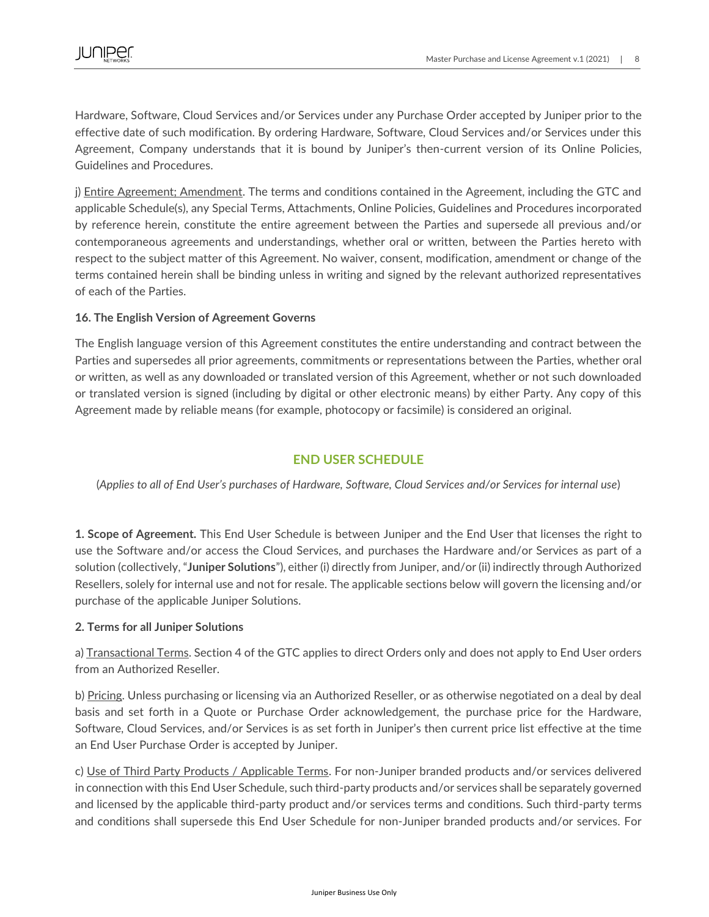Hardware, Software, Cloud Services and/or Services under any Purchase Order accepted by Juniper prior to the effective date of such modification. By ordering Hardware, Software, Cloud Services and/or Services under this Agreement, Company understands that it is bound by Juniper's then-current version of its Online Policies, Guidelines and Procedures.

j) Entire Agreement; Amendment. The terms and conditions contained in the Agreement, including the GTC and applicable Schedule(s), any Special Terms, Attachments, Online Policies, Guidelines and Procedures incorporated by reference herein, constitute the entire agreement between the Parties and supersede all previous and/or contemporaneous agreements and understandings, whether oral or written, between the Parties hereto with respect to the subject matter of this Agreement. No waiver, consent, modification, amendment or change of the terms contained herein shall be binding unless in writing and signed by the relevant authorized representatives of each of the Parties.

**16. The English Version of Agreement Governs**

The English language version of this Agreement constitutes the entire understanding and contract between the Parties and supersedes all prior agreements, commitments or representations between the Parties, whether oral or written, as well as any downloaded or translated version of this Agreement, whether or not such downloaded or translated version is signed (including by digital or other electronic means) by either Party. Any copy of this Agreement made by reliable means (for example, photocopy or facsimile) is considered an original.

## END USER SCHEDULE

(*Applies to all of End User's purchases of Hardware, Software, Cloud Services and/or Services for internal use*)

**1. Scope of Agreement.** This End User Schedule is between Juniper and the End User that licenses the right to use the Software and/or access the Cloud Services, and purchases the Hardware and/or Services as part of a solution (collectively, "**Juniper Solutions**"), either (i) directly from Juniper, and/or (ii) indirectly through Authorized Resellers, solely for internal use and not for resale. The applicable sections below will govern the licensing and/or purchase of the applicable Juniper Solutions.

**2. Terms for all Juniper Solutions**

a) Transactional Terms. Section 4 of the GTC applies to direct Orders only and does not apply to End User orders from an Authorized Reseller.

b) Pricing. Unless purchasing or licensing via an Authorized Reseller, or as otherwise negotiated on a deal by deal basis and set forth in a Quote or Purchase Order acknowledgement, the purchase price for the Hardware, Software, Cloud Services, and/or Services is as set forth in Juniper's then current price list effective at the time an End User Purchase Order is accepted by Juniper.

c) Use of Third Party Products / Applicable Terms. For non-Juniper branded products and/or services delivered in connection with this End User Schedule, such third-party products and/or services shall be separately governed and licensed by the applicable third-party product and/or services terms and conditions. Such third-party terms and conditions shall supersede this End User Schedule for non-Juniper branded products and/or services. For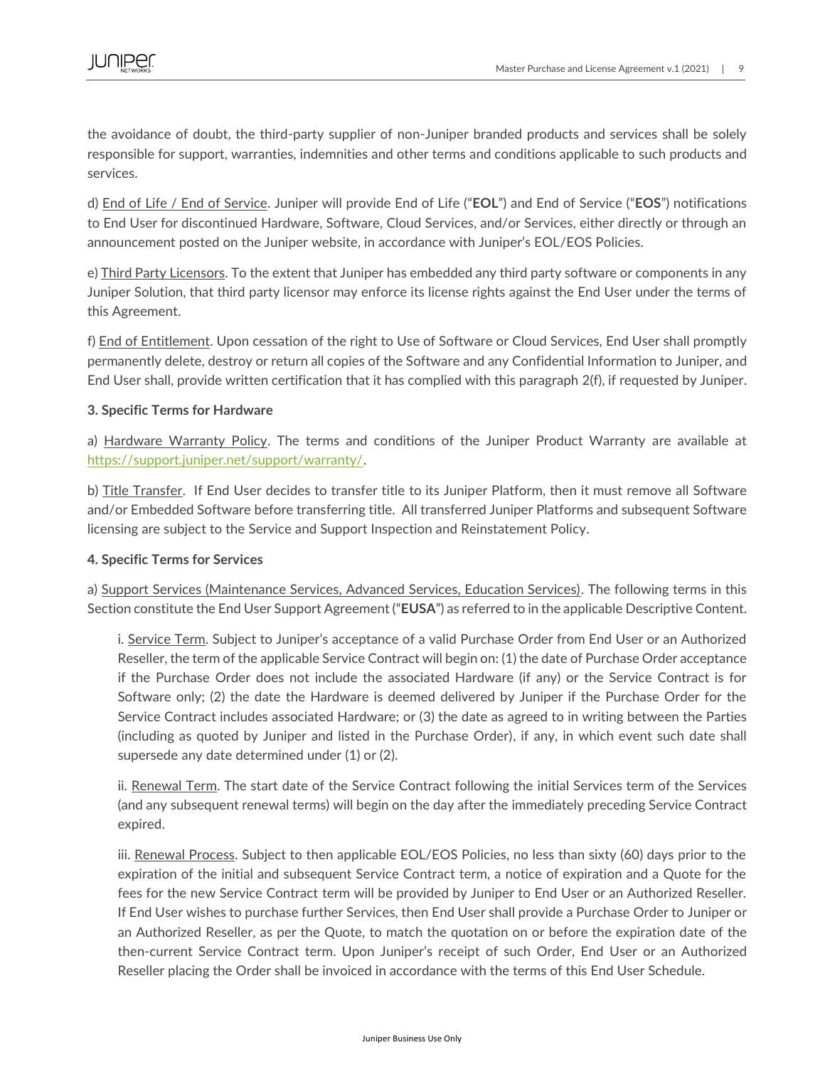the avoidance of doubt, the third-party supplier of non-Juniper branded products and services shall be solely responsible for support, warranties, indemnities and other terms and conditions applicable to such products and services.

d) End of Life / End of Service. Juniper will provide End of Life ("**EOL**") and End of Service ("**EOS**") notifications to End User for discontinued Hardware, Software, Cloud Services, and/or Services, either directly or through an announcement posted on the Juniper website, in accordance with Juniper's EOL/EOS Policies.

e) Third Party Licensors. To the extent that Juniper has embedded any third party software or components in any Juniper Solution, that third party licensor may enforce its license rights against the End User under the terms of this Agreement.

f) End of Entitlement. Upon cessation of the right to Use of Software or Cloud Services, End User shall promptly permanently delete, destroy or return all copies of the Software and any Confidential Information to Juniper, and End User shall, provide written certification that it has complied with this paragraph 2(f), if requested by Juniper.

**3. Specific Terms for Hardware**

a) Hardware Warranty Policy. The terms and conditions of the Juniper Product Warranty are available at https://support.juniper.net/support/warranty/.

b) Title Transfer. If End User decides to transfer title to its Juniper Platform, then it must remove all Software and/or Embedded Software before transferring title. All transferred Juniper Platforms and subsequent Software licensing are subject to the Service and Support Inspection and Reinstatement Policy.

**4. Specific Terms for Services**

a) Support Services (Maintenance Services, Advanced Services, Education Services). The following terms in this Section constitute the End User Support Agreement ("**EUSA**") as referred to in the applicable Descriptive Content.

i. Service Term. Subject to Juniper's acceptance of a valid Purchase Order from End User or an Authorized Reseller, the term of the applicable Service Contract will begin on: (1) the date of Purchase Order acceptance if the Purchase Order does not include the associated Hardware (if any) or the Service Contract is for Software only; (2) the date the Hardware is deemed delivered by Juniper if the Purchase Order for the Service Contract includes associated Hardware; or (3) the date as agreed to in writing between the Parties (including as quoted by Juniper and listed in the Purchase Order), if any, in which event such date shall supersede any date determined under (1) or (2).

ii. Renewal Term. The start date of the Service Contract following the initial Services term of the Services (and any subsequent renewal terms) will begin on the day after the immediately preceding Service Contract expired.

iii. Renewal Process. Subject to then applicable EOL/EOS Policies, no less than sixty (60) days prior to the expiration of the initial and subsequent Service Contract term, a notice of expiration and a Quote for the fees for the new Service Contract term will be provided by Juniper to End User or an Authorized Reseller. If End User wishes to purchase further Services, then End User shall provide a Purchase Order to Juniper or an Authorized Reseller, as per the Quote, to match the quotation on or before the expiration date of the then-current Service Contract term. Upon Juniper's receipt of such Order, End User or an Authorized Reseller placing the Order shall be invoiced in accordance with the terms of this End User Schedule.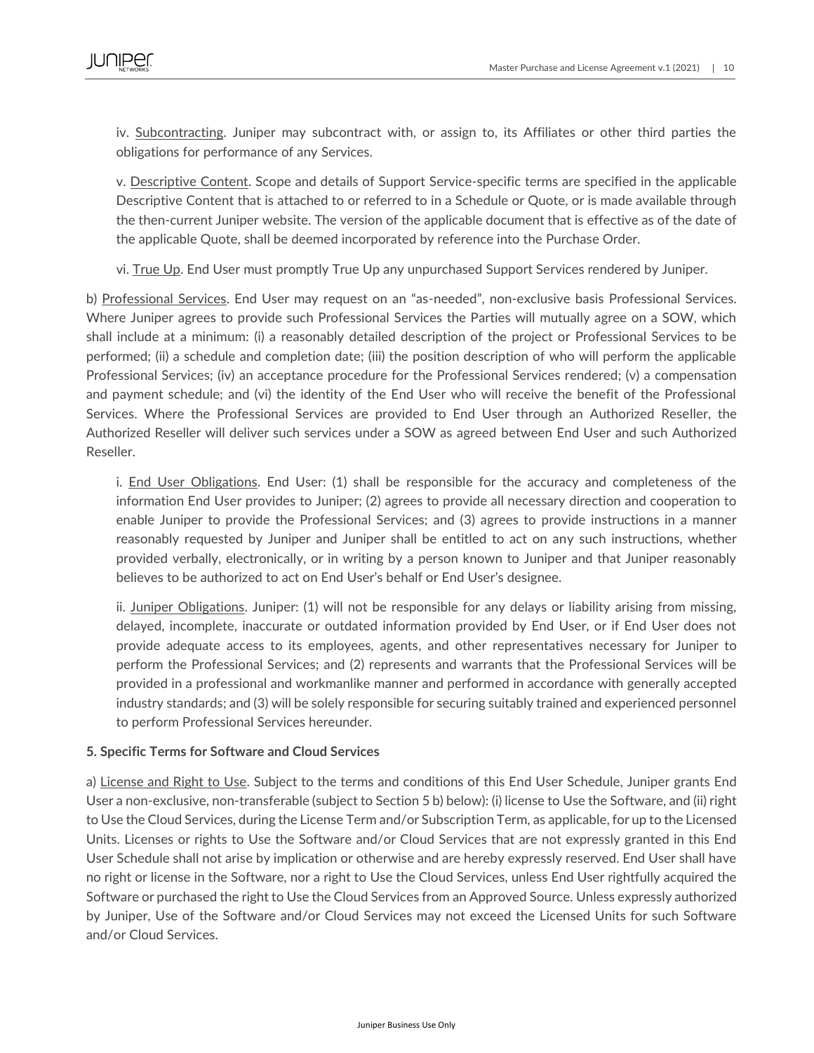iv. Subcontracting. Juniper may subcontract with, or assign to, its Affiliates or other third parties the obligations for performance of any Services.

v. Descriptive Content. Scope and details of Support Service-specific terms are specified in the applicable Descriptive Content that is attached to or referred to in a Schedule or Quote, or is made available through the then-current Juniper website. The version of the applicable document that is effective as of the date of the applicable Quote, shall be deemed incorporated by reference into the Purchase Order.

vi. True Up. End User must promptly True Up any unpurchased Support Services rendered by Juniper.

b) Professional Services. End User may request on an "as-needed", non-exclusive basis Professional Services. Where Juniper agrees to provide such Professional Services the Parties will mutually agree on a SOW, which shall include at a minimum: (i) a reasonably detailed description of the project or Professional Services to be performed; (ii) a schedule and completion date; (iii) the position description of who will perform the applicable Professional Services; (iv) an acceptance procedure for the Professional Services rendered; (v) a compensation and payment schedule; and (vi) the identity of the End User who will receive the benefit of the Professional Services. Where the Professional Services are provided to End User through an Authorized Reseller, the Authorized Reseller will deliver such services under a SOW as agreed between End User and such Authorized Reseller.

i. End User Obligations. End User: (1) shall be responsible for the accuracy and completeness of the information End User provides to Juniper; (2) agrees to provide all necessary direction and cooperation to enable Juniper to provide the Professional Services; and (3) agrees to provide instructions in a manner reasonably requested by Juniper and Juniper shall be entitled to act on any such instructions, whether provided verbally, electronically, or in writing by a person known to Juniper and that Juniper reasonably believes to be authorized to act on End User's behalf or End User's designee.

ii. Juniper Obligations. Juniper: (1) will not be responsible for any delays or liability arising from missing, delayed, incomplete, inaccurate or outdated information provided by End User, or if End User does not provide adequate access to its employees, agents, and other representatives necessary for Juniper to perform the Professional Services; and (2) represents and warrants that the Professional Services will be provided in a professional and workmanlike manner and performed in accordance with generally accepted industry standards; and (3) will be solely responsible for securing suitably trained and experienced personnel to perform Professional Services hereunder.

**5. Specific Terms for Software and Cloud Services**

a) License and Right to Use. Subject to the terms and conditions of this End User Schedule, Juniper grants End User a non-exclusive, non-transferable (subject to Section 5 b) below): (i) license to Use the Software, and (ii) right to Use the Cloud Services, during the License Term and/or Subscription Term, as applicable, for up to the Licensed Units. Licenses or rights to Use the Software and/or Cloud Services that are not expressly granted in this End User Schedule shall not arise by implication or otherwise and are hereby expressly reserved. End User shall have no right or license in the Software, nor a right to Use the Cloud Services, unless End User rightfully acquired the Software or purchased the right to Use the Cloud Services from an Approved Source. Unless expressly authorized by Juniper, Use of the Software and/or Cloud Services may not exceed the Licensed Units for such Software and/or Cloud Services.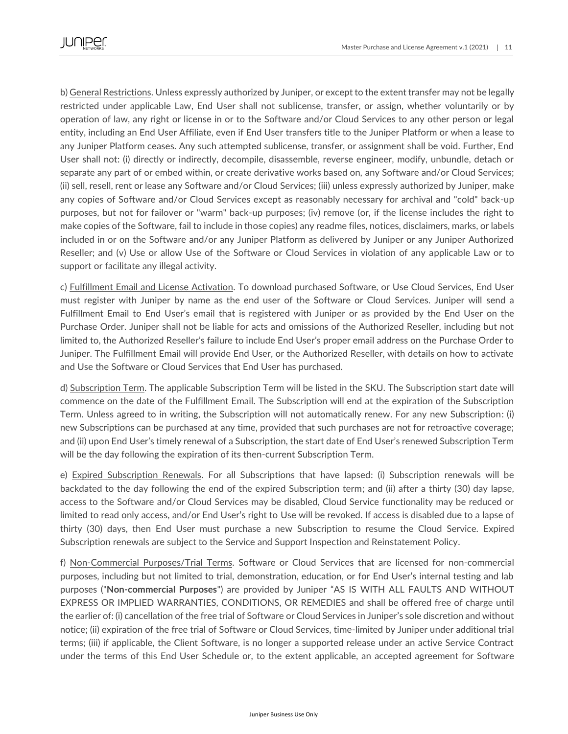b) General Restrictions. Unless expressly authorized by Juniper, or except to the extent transfer may not be legally restricted under applicable Law, End User shall not sublicense, transfer, or assign, whether voluntarily or by operation of law, any right or license in or to the Software and/or Cloud Services to any other person or legal entity, including an End User Affiliate, even if End User transfers title to the Juniper Platform or when a lease to any Juniper Platform ceases. Any such attempted sublicense, transfer, or assignment shall be void. Further, End User shall not: (i) directly or indirectly, decompile, disassemble, reverse engineer, modify, unbundle, detach or separate any part of or embed within, or create derivative works based on, any Software and/or Cloud Services; (ii) sell, resell, rent or lease any Software and/or Cloud Services; (iii) unless expressly authorized by Juniper, make any copies of Software and/or Cloud Services except as reasonably necessary for archival and "cold" back-up purposes, but not for failover or "warm" back-up purposes; (iv) remove (or, if the license includes the right to make copies of the Software, fail to include in those copies) any readme files, notices, disclaimers, marks, or labels included in or on the Software and/or any Juniper Platform as delivered by Juniper or any Juniper Authorized Reseller; and (v) Use or allow Use of the Software or Cloud Services in violation of any applicable Law or to support or facilitate any illegal activity.

c) Fulfillment Email and License Activation. To download purchased Software, or Use Cloud Services, End User must register with Juniper by name as the end user of the Software or Cloud Services. Juniper will send a Fulfillment Email to End User's email that is registered with Juniper or as provided by the End User on the Purchase Order. Juniper shall not be liable for acts and omissions of the Authorized Reseller, including but not limited to, the Authorized Reseller's failure to include End User's proper email address on the Purchase Order to Juniper. The Fulfillment Email will provide End User, or the Authorized Reseller, with details on how to activate and Use the Software or Cloud Services that End User has purchased.

d) Subscription Term. The applicable Subscription Term will be listed in the SKU. The Subscription start date will commence on the date of the Fulfillment Email. The Subscription will end at the expiration of the Subscription Term. Unless agreed to in writing, the Subscription will not automatically renew. For any new Subscription: (i) new Subscriptions can be purchased at any time, provided that such purchases are not for retroactive coverage; and (ii) upon End User's timely renewal of a Subscription, the start date of End User's renewed Subscription Term will be the day following the expiration of its then-current Subscription Term.

e) Expired Subscription Renewals. For all Subscriptions that have lapsed: (i) Subscription renewals will be backdated to the day following the end of the expired Subscription term; and (ii) after a thirty (30) day lapse, access to the Software and/or Cloud Services may be disabled, Cloud Service functionality may be reduced or limited to read only access, and/or End User's right to Use will be revoked. If access is disabled due to a lapse of thirty (30) days, then End User must purchase a new Subscription to resume the Cloud Service. Expired Subscription renewals are subject to the Service and Support Inspection and Reinstatement Policy.

f) Non-Commercial Purposes/Trial Terms. Software or Cloud Services that are licensed for non-commercial purposes, including but not limited to trial, demonstration, education, or for End User's internal testing and lab purposes ("**Non-commercial Purposes**") are provided by Juniper "AS IS WITH ALL FAULTS AND WITHOUT EXPRESS OR IMPLIED WARRANTIES, CONDITIONS, OR REMEDIES and shall be offered free of charge until the earlier of: (i) cancellation of the free trial of Software or Cloud Services in Juniper's sole discretion and without notice; (ii) expiration of the free trial of Software or Cloud Services, time-limited by Juniper under additional trial terms; (iii) if applicable, the Client Software, is no longer a supported release under an active Service Contract under the terms of this End User Schedule or, to the extent applicable, an accepted agreement for Software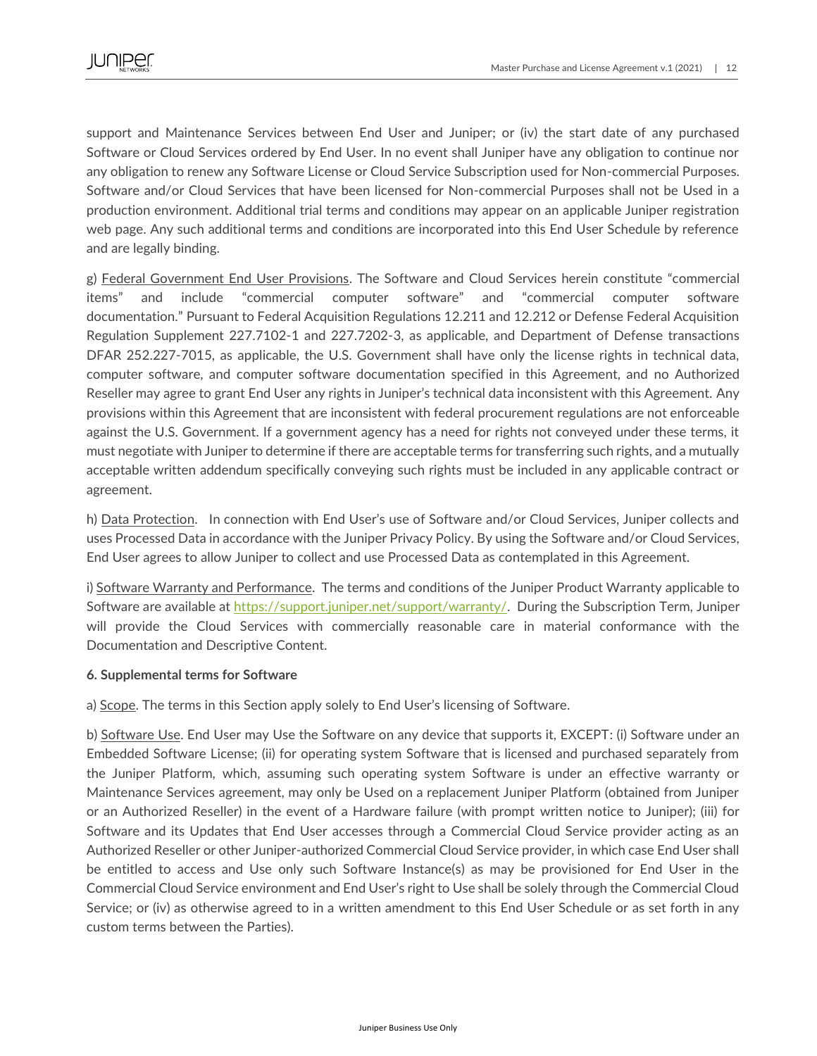support and Maintenance Services between End User and Juniper; or (iv) the start date of any purchased Software or Cloud Services ordered by End User. In no event shall Juniper have any obligation to continue nor any obligation to renew any Software License or Cloud Service Subscription used for Non-commercial Purposes. Software and/or Cloud Services that have been licensed for Non-commercial Purposes shall not be Used in a production environment. Additional trial terms and conditions may appear on an applicable Juniper registration web page. Any such additional terms and conditions are incorporated into this End User Schedule by reference and are legally binding.

g) Federal Government End User Provisions. The Software and Cloud Services herein constitute "commercial items" and include "commercial computer software" and "commercial computer software documentation." Pursuant to Federal Acquisition Regulations 12.211 and 12.212 or Defense Federal Acquisition Regulation Supplement 227.7102-1 and 227.7202-3, as applicable, and Department of Defense transactions DFAR 252.227-7015, as applicable, the U.S. Government shall have only the license rights in technical data, computer software, and computer software documentation specified in this Agreement, and no Authorized Reseller may agree to grant End User any rights in Juniper's technical data inconsistent with this Agreement. Any provisions within this Agreement that are inconsistent with federal procurement regulations are not enforceable against the U.S. Government. If a government agency has a need for rights not conveyed under these terms, it must negotiate with Juniper to determine if there are acceptable terms for transferring such rights, and a mutually acceptable written addendum specifically conveying such rights must be included in any applicable contract or agreement.

h) Data Protection. In connection with End User's use of Software and/or Cloud Services, Juniper collects and uses Processed Data in accordance with the Juniper Privacy Policy. By using the Software and/or Cloud Services, End User agrees to allow Juniper to collect and use Processed Data as contemplated in this Agreement.

i) Software Warranty and Performance. The terms and conditions of the Juniper Product Warranty applicable to Software are available at https://support.juniper.net/support/warranty/. During the Subscription Term, Juniper will provide the Cloud Services with commercially reasonable care in material conformance with the Documentation and Descriptive Content.

**6. Supplemental terms for Software**

a) Scope. The terms in this Section apply solely to End User's licensing of Software.

b) Software Use. End User may Use the Software on any device that supports it, EXCEPT: (i) Software under an Embedded Software License; (ii) for operating system Software that is licensed and purchased separately from the Juniper Platform, which, assuming such operating system Software is under an effective warranty or Maintenance Services agreement, may only be Used on a replacement Juniper Platform (obtained from Juniper or an Authorized Reseller) in the event of a Hardware failure (with prompt written notice to Juniper); (iii) for Software and its Updates that End User accesses through a Commercial Cloud Service provider acting as an Authorized Reseller or other Juniper-authorized Commercial Cloud Service provider, in which case End User shall be entitled to access and Use only such Software Instance(s) as may be provisioned for End User in the Commercial Cloud Service environment and End User's right to Use shall be solely through the Commercial Cloud Service; or (iv) as otherwise agreed to in a written amendment to this End User Schedule or as set forth in any custom terms between the Parties).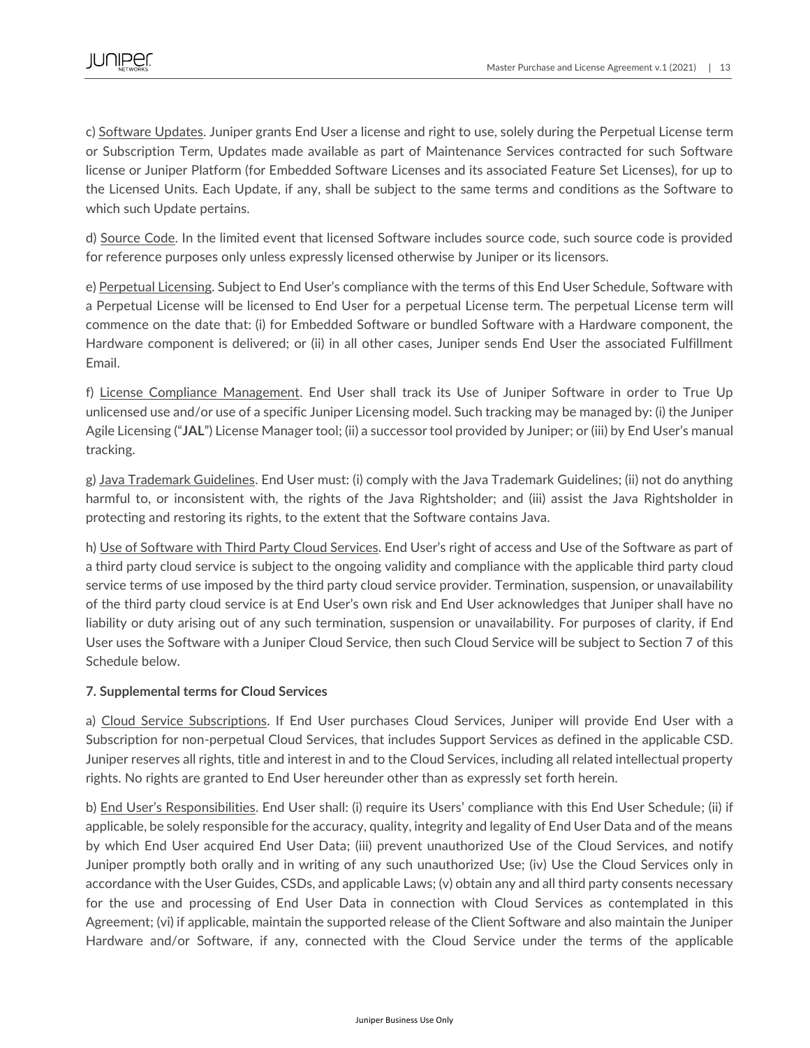c) Software Updates. Juniper grants End User a license and right to use, solely during the Perpetual License term or Subscription Term, Updates made available as part of Maintenance Services contracted for such Software license or Juniper Platform (for Embedded Software Licenses and its associated Feature Set Licenses), for up to the Licensed Units. Each Update, if any, shall be subject to the same terms and conditions as the Software to which such Update pertains.

d) Source Code. In the limited event that licensed Software includes source code, such source code is provided for reference purposes only unless expressly licensed otherwise by Juniper or its licensors.

e) Perpetual Licensing. Subject to End User's compliance with the terms of this End User Schedule, Software with a Perpetual License will be licensed to End User for a perpetual License term. The perpetual License term will commence on the date that: (i) for Embedded Software or bundled Software with a Hardware component, the Hardware component is delivered; or (ii) in all other cases, Juniper sends End User the associated Fulfillment Email.

f) License Compliance Management. End User shall track its Use of Juniper Software in order to True Up unlicensed use and/or use of a specific Juniper Licensing model. Such tracking may be managed by: (i) the Juniper Agile Licensing ("**JAL**") License Manager tool; (ii) a successor tool provided by Juniper; or (iii) by End User's manual tracking.

g) Java Trademark Guidelines. End User must: (i) comply with the Java Trademark Guidelines; (ii) not do anything harmful to, or inconsistent with, the rights of the Java Rightsholder; and (iii) assist the Java Rightsholder in protecting and restoring its rights, to the extent that the Software contains Java.

h) Use of Software with Third Party Cloud Services. End User's right of access and Use of the Software as part of a third party cloud service is subject to the ongoing validity and compliance with the applicable third party cloud service terms of use imposed by the third party cloud service provider. Termination, suspension, or unavailability of the third party cloud service is at End User's own risk and End User acknowledges that Juniper shall have no liability or duty arising out of any such termination, suspension or unavailability. For purposes of clarity, if End User uses the Software with a Juniper Cloud Service, then such Cloud Service will be subject to Section 7 of this Schedule below.

**7. Supplemental terms for Cloud Services**

a) Cloud Service Subscriptions. If End User purchases Cloud Services, Juniper will provide End User with a Subscription for non-perpetual Cloud Services, that includes Support Services as defined in the applicable CSD. Juniper reserves all rights, title and interest in and to the Cloud Services, including all related intellectual property rights. No rights are granted to End User hereunder other than as expressly set forth herein.

b) End User's Responsibilities. End User shall: (i) require its Users' compliance with this End User Schedule; (ii) if applicable, be solely responsible for the accuracy, quality, integrity and legality of End User Data and of the means by which End User acquired End User Data; (iii) prevent unauthorized Use of the Cloud Services, and notify Juniper promptly both orally and in writing of any such unauthorized Use; (iv) Use the Cloud Services only in accordance with the User Guides, CSDs, and applicable Laws; (v) obtain any and all third party consents necessary for the use and processing of End User Data in connection with Cloud Services as contemplated in this Agreement; (vi) if applicable, maintain the supported release of the Client Software and also maintain the Juniper Hardware and/or Software, if any, connected with the Cloud Service under the terms of the applicable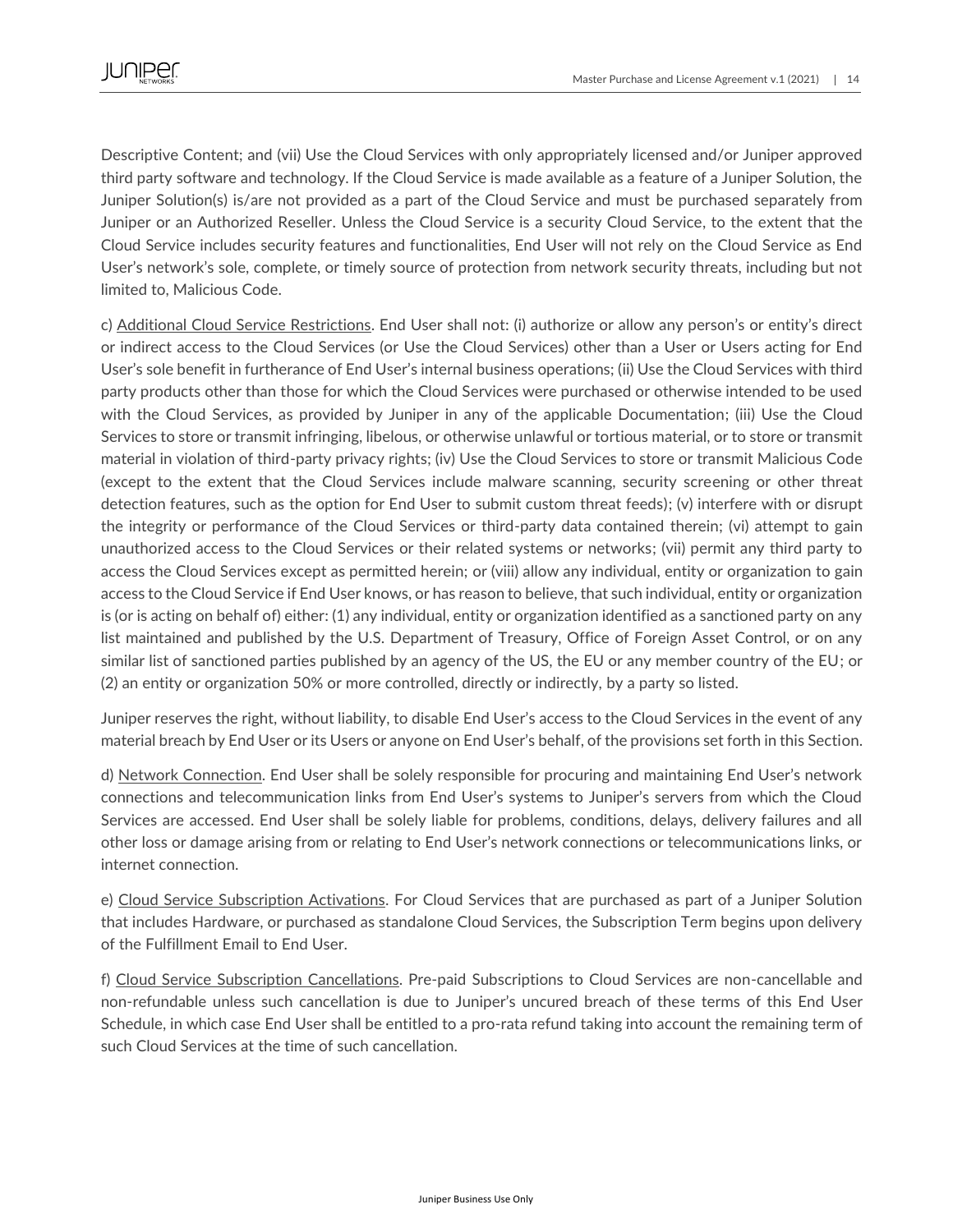Descriptive Content; and (vii) Use the Cloud Services with only appropriately licensed and/or Juniper approved third party software and technology. If the Cloud Service is made available as a feature of a Juniper Solution, the Juniper Solution(s) is/are not provided as a part of the Cloud Service and must be purchased separately from Juniper or an Authorized Reseller. Unless the Cloud Service is a security Cloud Service, to the extent that the Cloud Service includes security features and functionalities, End User will not rely on the Cloud Service as End User's network's sole, complete, or timely source of protection from network security threats, including but not limited to, Malicious Code.

c) Additional Cloud Service Restrictions. End User shall not: (i) authorize or allow any person's or entity's direct or indirect access to the Cloud Services (or Use the Cloud Services) other than a User or Users acting for End User's sole benefit in furtherance of End User's internal business operations; (ii) Use the Cloud Services with third party products other than those for which the Cloud Services were purchased or otherwise intended to be used with the Cloud Services, as provided by Juniper in any of the applicable Documentation; (iii) Use the Cloud Services to store or transmit infringing, libelous, or otherwise unlawful or tortious material, or to store or transmit material in violation of third-party privacy rights; (iv) Use the Cloud Services to store or transmit Malicious Code (except to the extent that the Cloud Services include malware scanning, security screening or other threat detection features, such as the option for End User to submit custom threat feeds); (v) interfere with or disrupt the integrity or performance of the Cloud Services or third-party data contained therein; (vi) attempt to gain unauthorized access to the Cloud Services or their related systems or networks; (vii) permit any third party to access the Cloud Services except as permitted herein; or (viii) allow any individual, entity or organization to gain access to the Cloud Service if End User knows, or has reason to believe, that such individual, entity or organization is (or is acting on behalf of) either: (1) any individual, entity or organization identified as a sanctioned party on any list maintained and published by the U.S. Department of Treasury, Office of Foreign Asset Control, or on any similar list of sanctioned parties published by an agency of the US, the EU or any member country of the EU; or (2) an entity or organization 50% or more controlled, directly or indirectly, by a party so listed.

Juniper reserves the right, without liability, to disable End User's access to the Cloud Services in the event of any material breach by End User or its Users or anyone on End User's behalf, of the provisions set forth in this Section.

d) Network Connection. End User shall be solely responsible for procuring and maintaining End User's network connections and telecommunication links from End User's systems to Juniper's servers from which the Cloud Services are accessed. End User shall be solely liable for problems, conditions, delays, delivery failures and all other loss or damage arising from or relating to End User's network connections or telecommunications links, or internet connection.

e) Cloud Service Subscription Activations. For Cloud Services that are purchased as part of a Juniper Solution that includes Hardware, or purchased as standalone Cloud Services, the Subscription Term begins upon delivery of the Fulfillment Email to End User.

f) Cloud Service Subscription Cancellations. Pre-paid Subscriptions to Cloud Services are non-cancellable and non-refundable unless such cancellation is due to Juniper's uncured breach of these terms of this End User Schedule, in which case End User shall be entitled to a pro-rata refund taking into account the remaining term of such Cloud Services at the time of such cancellation.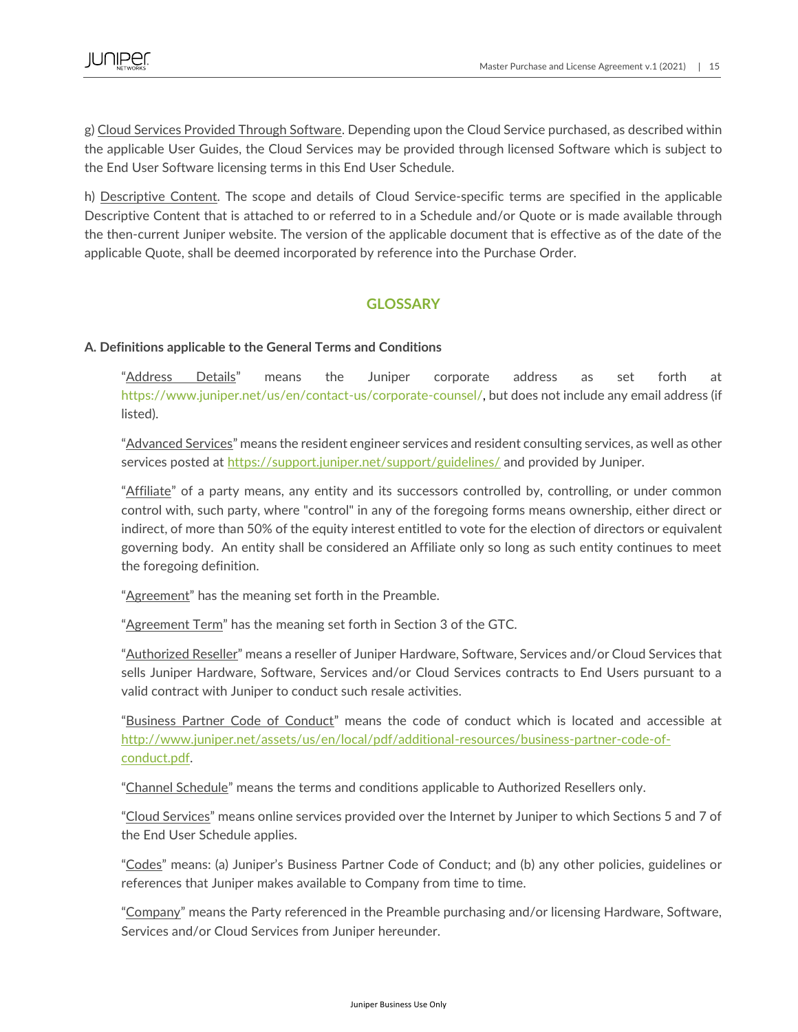g) Cloud Services Provided Through Software. Depending upon the Cloud Service purchased, as described within the applicable User Guides, the Cloud Services may be provided through licensed Software which is subject to the End User Software licensing terms in this End User Schedule.

h) Descriptive Content. The scope and details of Cloud Service-specific terms are specified in the applicable Descriptive Content that is attached to or referred to in a Schedule and/or Quote or is made available through the then-current Juniper website. The version of the applicable document that is effective as of the date of the applicable Quote, shall be deemed incorporated by reference into the Purchase Order.

## GLOSSARY

### A. Definitions applicable to the General Terms and Conditions

"Address Details" means the Juniper corporate address as set forth at https://www.juniper.net/us/en/contact-us/corporate-counsel/, but does not include any email address (if listed).

"Advanced Services" means the resident engineer services and resident consulting services, as well as other services posted at https://support.juniper.net/support/guidelines/ and provided by Juniper.

"Affiliate" of a party means, any entity and its successors controlled by, controlling, or under common control with, such party, where "control" in any of the foregoing forms means ownership, either direct or indirect, of more than 50% of the equity interest entitled to vote for the election of directors or equivalent governing body. An entity shall be considered an Affiliate only so long as such entity continues to meet the foregoing definition.

"Agreement" has the meaning set forth in the Preamble.

"Agreement Term" has the meaning set forth in Section 3 of the GTC.

"Authorized Reseller" means a reseller of Juniper Hardware, Software, Services and/or Cloud Services that sells Juniper Hardware, Software, Services and/or Cloud Services contracts to End Users pursuant to a valid contract with Juniper to conduct such resale activities.

"Business Partner Code of Conduct" means the code of conduct which is located and accessible at http://www.juniper.net/assets/us/en/local/pdf/additional-resources/business-partner-code-of-conduct.pdf.

"Channel Schedule" means the terms and conditions applicable to Authorized Resellers only.

"Cloud Services" means online services provided over the Internet by Juniper to which Sections 5 and 7 of the End User Schedule applies.

"Codes" means: (a) Juniper's Business Partner Code of Conduct; and (b) any other policies, guidelines or references that Juniper makes available to Company from time to time.

"Company" means the Party referenced in the Preamble purchasing and/or licensing Hardware, Software, Services and/or Cloud Services from Juniper hereunder.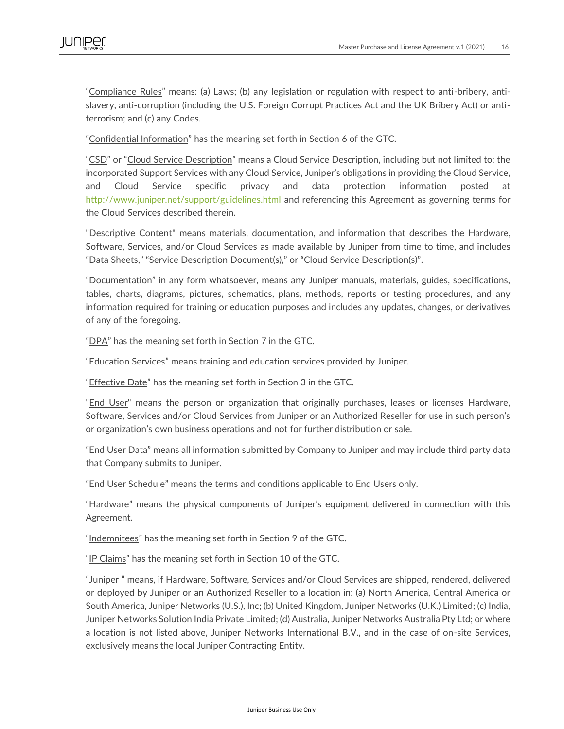"Compliance Rules" means: (a) Laws; (b) any legislation or regulation with respect to anti-bribery, anti-slavery, anti-corruption (including the U.S. Foreign Corrupt Practices Act and the UK Bribery Act) or anti-terrorism; and (c) any Codes.

"Confidential Information" has the meaning set forth in Section 6 of the GTC.

"CSD" or "Cloud Service Description" means a Cloud Service Description, including but not limited to: the incorporated Support Services with any Cloud Service, Juniper's obligations in providing the Cloud Service, and Cloud Service specific privacy and data protection information posted at http://www.juniper.net/support/guidelines.html and referencing this Agreement as governing terms for the Cloud Services described therein.

"Descriptive Content" means materials, documentation, and information that describes the Hardware, Software, Services, and/or Cloud Services as made available by Juniper from time to time, and includes "Data Sheets," "Service Description Document(s)," or "Cloud Service Description(s)".

"Documentation" in any form whatsoever, means any Juniper manuals, materials, guides, specifications, tables, charts, diagrams, pictures, schematics, plans, methods, reports or testing procedures, and any information required for training or education purposes and includes any updates, changes, or derivatives of any of the foregoing.

"DPA" has the meaning set forth in Section 7 in the GTC.

"Education Services" means training and education services provided by Juniper.

"Effective Date" has the meaning set forth in Section 3 in the GTC.

"End User" means the person or organization that originally purchases, leases or licenses Hardware, Software, Services and/or Cloud Services from Juniper or an Authorized Reseller for use in such person's or organization's own business operations and not for further distribution or sale.

"End User Data" means all information submitted by Company to Juniper and may include third party data that Company submits to Juniper.

"End User Schedule" means the terms and conditions applicable to End Users only.

"Hardware" means the physical components of Juniper's equipment delivered in connection with this Agreement.

"Indemnitees" has the meaning set forth in Section 9 of the GTC.

"IP Claims" has the meaning set forth in Section 10 of the GTC.

"Juniper " means, if Hardware, Software, Services and/or Cloud Services are shipped, rendered, delivered or deployed by Juniper or an Authorized Reseller to a location in: (a) North America, Central America or South America, Juniper Networks (U.S.), Inc; (b) United Kingdom, Juniper Networks (U.K.) Limited; (c) India, Juniper Networks Solution India Private Limited; (d) Australia, Juniper Networks Australia Pty Ltd; or where a location is not listed above, Juniper Networks International B.V., and in the case of on-site Services, exclusively means the local Juniper Contracting Entity.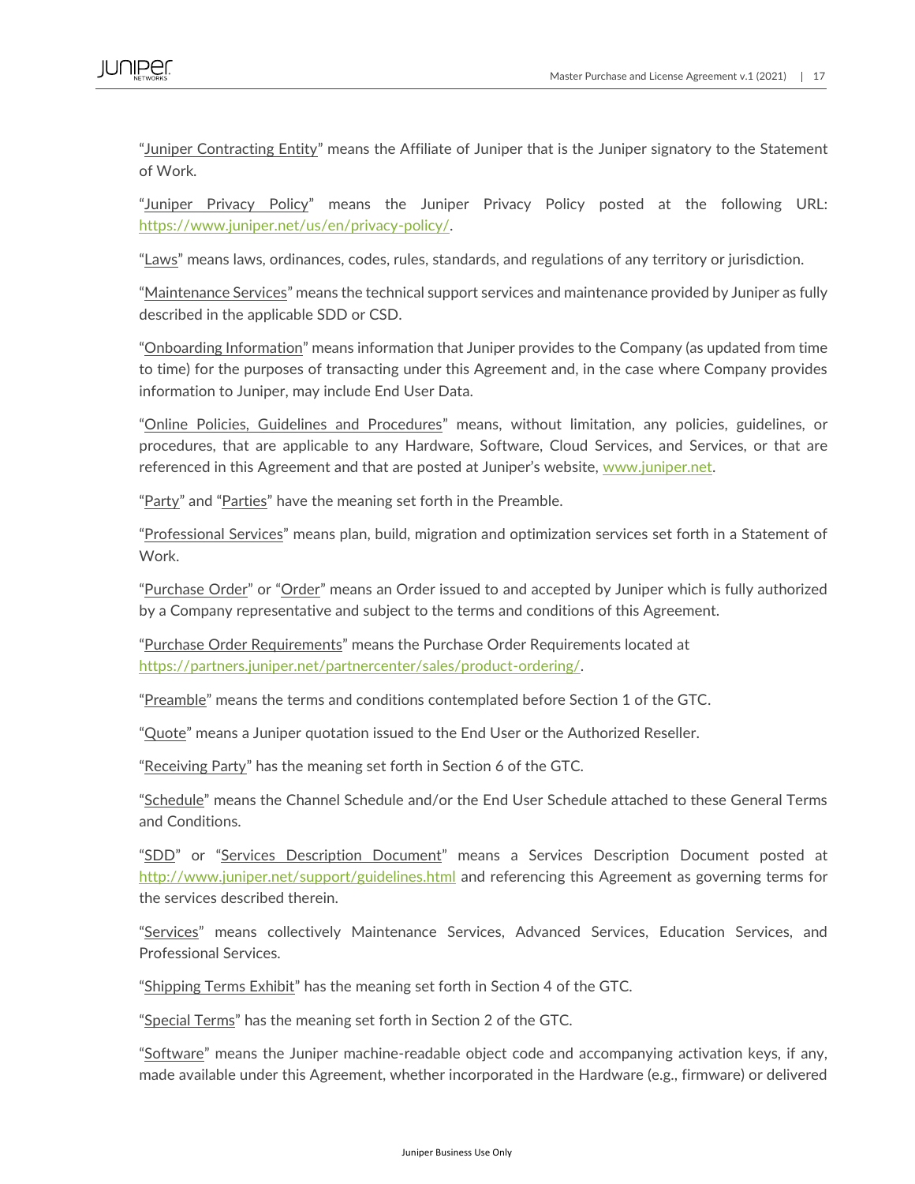"Juniper Contracting Entity" means the Affiliate of Juniper that is the Juniper signatory to the Statement of Work.

"Juniper Privacy Policy" means the Juniper Privacy Policy posted at the following URL: https://www.juniper.net/us/en/privacy-policy/.

"Laws" means laws, ordinances, codes, rules, standards, and regulations of any territory or jurisdiction.

"Maintenance Services" means the technical support services and maintenance provided by Juniper as fully described in the applicable SDD or CSD.

"Onboarding Information" means information that Juniper provides to the Company (as updated from time to time) for the purposes of transacting under this Agreement and, in the case where Company provides information to Juniper, may include End User Data.

"Online Policies, Guidelines and Procedures" means, without limitation, any policies, guidelines, or procedures, that are applicable to any Hardware, Software, Cloud Services, and Services, or that are referenced in this Agreement and that are posted at Juniper's website, www.juniper.net.

"Party" and "Parties" have the meaning set forth in the Preamble.

"Professional Services" means plan, build, migration and optimization services set forth in a Statement of Work.

"Purchase Order" or "Order" means an Order issued to and accepted by Juniper which is fully authorized by a Company representative and subject to the terms and conditions of this Agreement.

"Purchase Order Requirements" means the Purchase Order Requirements located at https://partners.juniper.net/partnercenter/sales/product-ordering/.

"Preamble" means the terms and conditions contemplated before Section 1 of the GTC.

"Quote" means a Juniper quotation issued to the End User or the Authorized Reseller.

"Receiving Party" has the meaning set forth in Section 6 of the GTC.

"Schedule" means the Channel Schedule and/or the End User Schedule attached to these General Terms and Conditions.

"SDD" or "Services Description Document" means a Services Description Document posted at http://www.juniper.net/support/guidelines.html and referencing this Agreement as governing terms for the services described therein.

"Services" means collectively Maintenance Services, Advanced Services, Education Services, and Professional Services.

"Shipping Terms Exhibit" has the meaning set forth in Section 4 of the GTC.

"Special Terms" has the meaning set forth in Section 2 of the GTC.

"Software" means the Juniper machine-readable object code and accompanying activation keys, if any, made available under this Agreement, whether incorporated in the Hardware (e.g., firmware) or delivered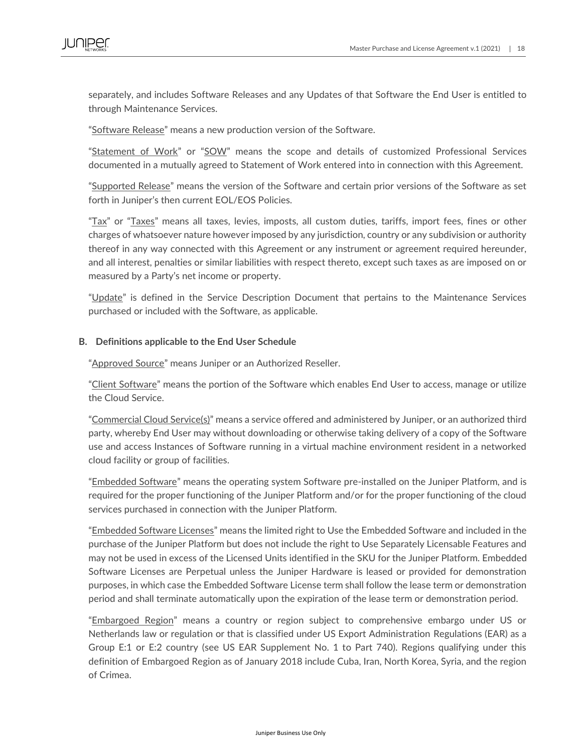separately, and includes Software Releases and any Updates of that Software the End User is entitled to through Maintenance Services.

"Software Release" means a new production version of the Software.

"Statement of Work" or "SOW" means the scope and details of customized Professional Services documented in a mutually agreed to Statement of Work entered into in connection with this Agreement.

"Supported Release" means the version of the Software and certain prior versions of the Software as set forth in Juniper's then current EOL/EOS Policies.

"Tax" or "Taxes" means all taxes, levies, imposts, all custom duties, tariffs, import fees, fines or other charges of whatsoever nature however imposed by any jurisdiction, country or any subdivision or authority thereof in any way connected with this Agreement or any instrument or agreement required hereunder, and all interest, penalties or similar liabilities with respect thereto, except such taxes as are imposed on or measured by a Party's net income or property.

"Update" is defined in the Service Description Document that pertains to the Maintenance Services purchased or included with the Software, as applicable.

**B. Definitions applicable to the End User Schedule**

"Approved Source" means Juniper or an Authorized Reseller.

"Client Software" means the portion of the Software which enables End User to access, manage or utilize the Cloud Service.

"Commercial Cloud Service(s)" means a service offered and administered by Juniper, or an authorized third party, whereby End User may without downloading or otherwise taking delivery of a copy of the Software use and access Instances of Software running in a virtual machine environment resident in a networked cloud facility or group of facilities.

"Embedded Software" means the operating system Software pre-installed on the Juniper Platform, and is required for the proper functioning of the Juniper Platform and/or for the proper functioning of the cloud services purchased in connection with the Juniper Platform.

"Embedded Software Licenses" means the limited right to Use the Embedded Software and included in the purchase of the Juniper Platform but does not include the right to Use Separately Licensable Features and may not be used in excess of the Licensed Units identified in the SKU for the Juniper Platform. Embedded Software Licenses are Perpetual unless the Juniper Hardware is leased or provided for demonstration purposes, in which case the Embedded Software License term shall follow the lease term or demonstration period and shall terminate automatically upon the expiration of the lease term or demonstration period.

"Embargoed Region" means a country or region subject to comprehensive embargo under US or Netherlands law or regulation or that is classified under US Export Administration Regulations (EAR) as a Group E:1 or E:2 country (see US EAR Supplement No. 1 to Part 740). Regions qualifying under this definition of Embargoed Region as of January 2018 include Cuba, Iran, North Korea, Syria, and the region of Crimea.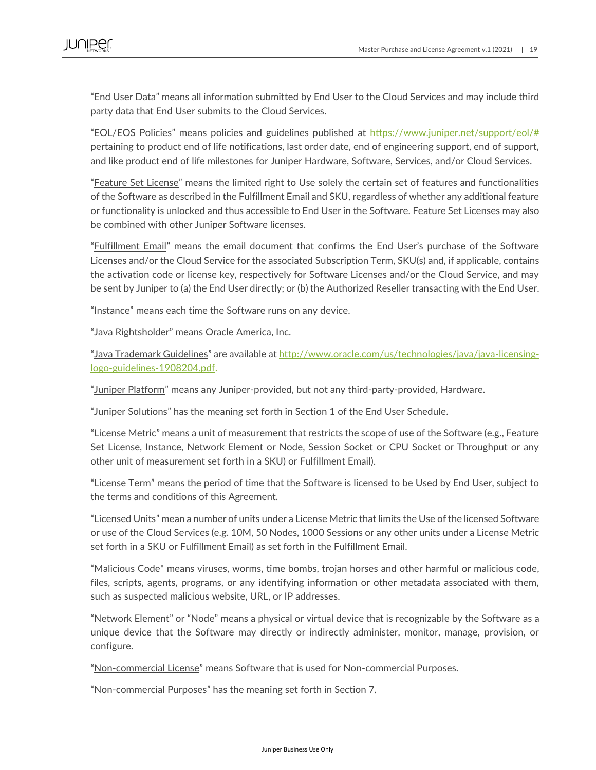"End User Data" means all information submitted by End User to the Cloud Services and may include third party data that End User submits to the Cloud Services.

"EOL/EOS Policies" means policies and guidelines published at https://www.juniper.net/support/eol/# pertaining to product end of life notifications, last order date, end of engineering support, end of support, and like product end of life milestones for Juniper Hardware, Software, Services, and/or Cloud Services.

"Feature Set License" means the limited right to Use solely the certain set of features and functionalities of the Software as described in the Fulfillment Email and SKU, regardless of whether any additional feature or functionality is unlocked and thus accessible to End User in the Software. Feature Set Licenses may also be combined with other Juniper Software licenses.

"Fulfillment Email" means the email document that confirms the End User's purchase of the Software Licenses and/or the Cloud Service for the associated Subscription Term, SKU(s) and, if applicable, contains the activation code or license key, respectively for Software Licenses and/or the Cloud Service, and may be sent by Juniper to (a) the End User directly; or (b) the Authorized Reseller transacting with the End User.

"Instance" means each time the Software runs on any device.

"Java Rightsholder" means Oracle America, Inc.

"Java Trademark Guidelines" are available at http://www.oracle.com/us/technologies/java/java-licensing-logo-guidelines-1908204.pdf.

"Juniper Platform" means any Juniper-provided, but not any third-party-provided, Hardware.

"Juniper Solutions" has the meaning set forth in Section 1 of the End User Schedule.

"License Metric" means a unit of measurement that restricts the scope of use of the Software (e.g., Feature Set License, Instance, Network Element or Node, Session Socket or CPU Socket or Throughput or any other unit of measurement set forth in a SKU) or Fulfillment Email).

"License Term" means the period of time that the Software is licensed to be Used by End User, subject to the terms and conditions of this Agreement.

"Licensed Units" mean a number of units under a License Metric that limits the Use of the licensed Software or use of the Cloud Services (e.g. 10M, 50 Nodes, 1000 Sessions or any other units under a License Metric set forth in a SKU or Fulfillment Email) as set forth in the Fulfillment Email.

"Malicious Code" means viruses, worms, time bombs, trojan horses and other harmful or malicious code, files, scripts, agents, programs, or any identifying information or other metadata associated with them, such as suspected malicious website, URL, or IP addresses.

"Network Element" or "Node" means a physical or virtual device that is recognizable by the Software as a unique device that the Software may directly or indirectly administer, monitor, manage, provision, or configure.

"Non-commercial License" means Software that is used for Non-commercial Purposes.

"Non-commercial Purposes" has the meaning set forth in Section 7.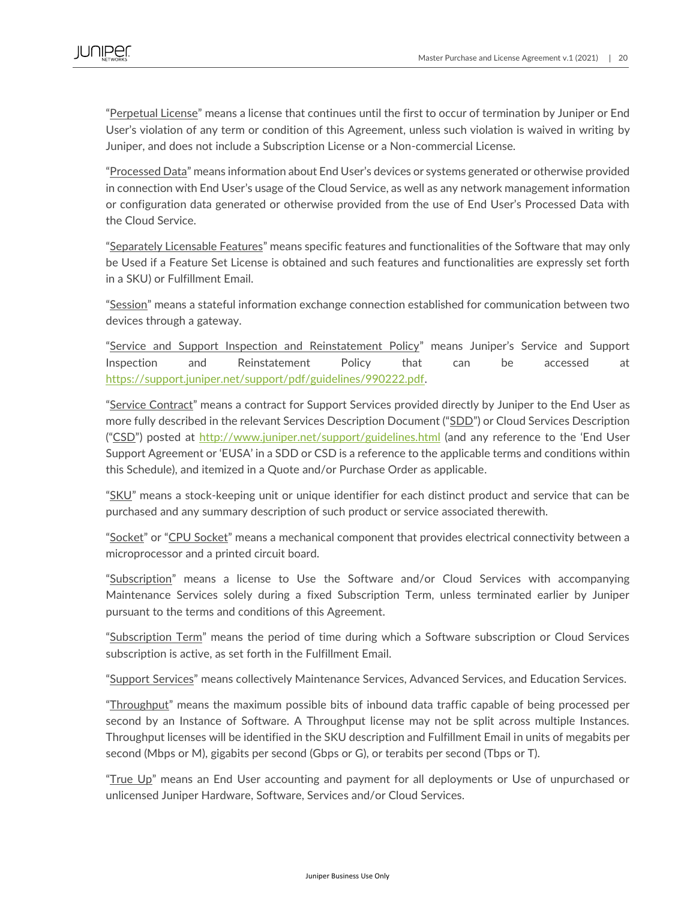"Perpetual License" means a license that continues until the first to occur of termination by Juniper or End User's violation of any term or condition of this Agreement, unless such violation is waived in writing by Juniper, and does not include a Subscription License or a Non-commercial License.

"Processed Data" means information about End User's devices or systems generated or otherwise provided in connection with End User's usage of the Cloud Service, as well as any network management information or configuration data generated or otherwise provided from the use of End User's Processed Data with the Cloud Service.

"Separately Licensable Features" means specific features and functionalities of the Software that may only be Used if a Feature Set License is obtained and such features and functionalities are expressly set forth in a SKU) or Fulfillment Email.

"Session" means a stateful information exchange connection established for communication between two devices through a gateway.

"Service and Support Inspection and Reinstatement Policy" means Juniper's Service and Support Inspection and Reinstatement Policy that can be accessed at https://support.juniper.net/support/pdf/guidelines/990222.pdf.

"Service Contract" means a contract for Support Services provided directly by Juniper to the End User as more fully described in the relevant Services Description Document ("SDD") or Cloud Services Description ("CSD") posted at http://www.juniper.net/support/guidelines.html (and any reference to the 'End User Support Agreement or 'EUSA' in a SDD or CSD is a reference to the applicable terms and conditions within this Schedule), and itemized in a Quote and/or Purchase Order as applicable.

"SKU" means a stock-keeping unit or unique identifier for each distinct product and service that can be purchased and any summary description of such product or service associated therewith.

"Socket" or "CPU Socket" means a mechanical component that provides electrical connectivity between a microprocessor and a printed circuit board.

"Subscription" means a license to Use the Software and/or Cloud Services with accompanying Maintenance Services solely during a fixed Subscription Term, unless terminated earlier by Juniper pursuant to the terms and conditions of this Agreement.

"Subscription Term" means the period of time during which a Software subscription or Cloud Services subscription is active, as set forth in the Fulfillment Email.

"Support Services" means collectively Maintenance Services, Advanced Services, and Education Services.

"Throughput" means the maximum possible bits of inbound data traffic capable of being processed per second by an Instance of Software. A Throughput license may not be split across multiple Instances. Throughput licenses will be identified in the SKU description and Fulfillment Email in units of megabits per second (Mbps or M), gigabits per second (Gbps or G), or terabits per second (Tbps or T).

"True Up" means an End User accounting and payment for all deployments or Use of unpurchased or unlicensed Juniper Hardware, Software, Services and/or Cloud Services.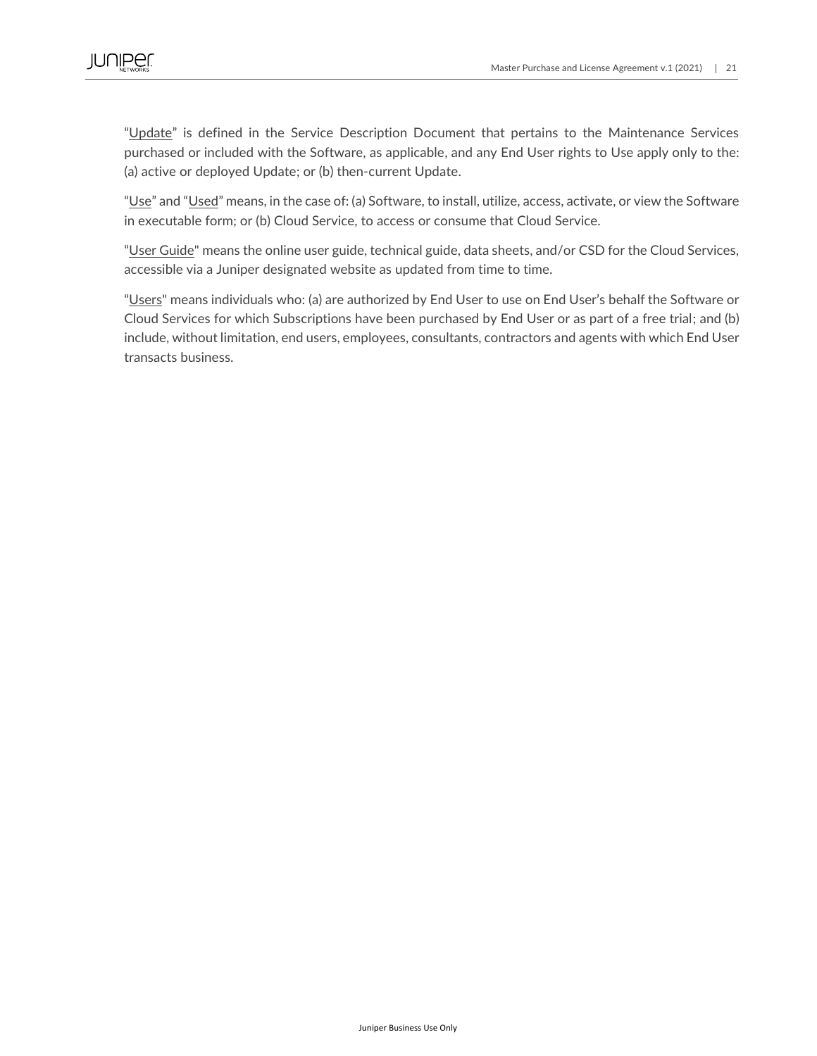"Update" is defined in the Service Description Document that pertains to the Maintenance Services purchased or included with the Software, as applicable, and any End User rights to Use apply only to the: (a) active or deployed Update; or (b) then-current Update.

"Use" and "Used" means, in the case of: (a) Software, to install, utilize, access, activate, or view the Software in executable form; or (b) Cloud Service, to access or consume that Cloud Service.

"User Guide" means the online user guide, technical guide, data sheets, and/or CSD for the Cloud Services, accessible via a Juniper designated website as updated from time to time.

"Users" means individuals who: (a) are authorized by End User to use on End User's behalf the Software or Cloud Services for which Subscriptions have been purchased by End User or as part of a free trial; and (b) include, without limitation, end users, employees, consultants, contractors and agents with which End User transacts business.